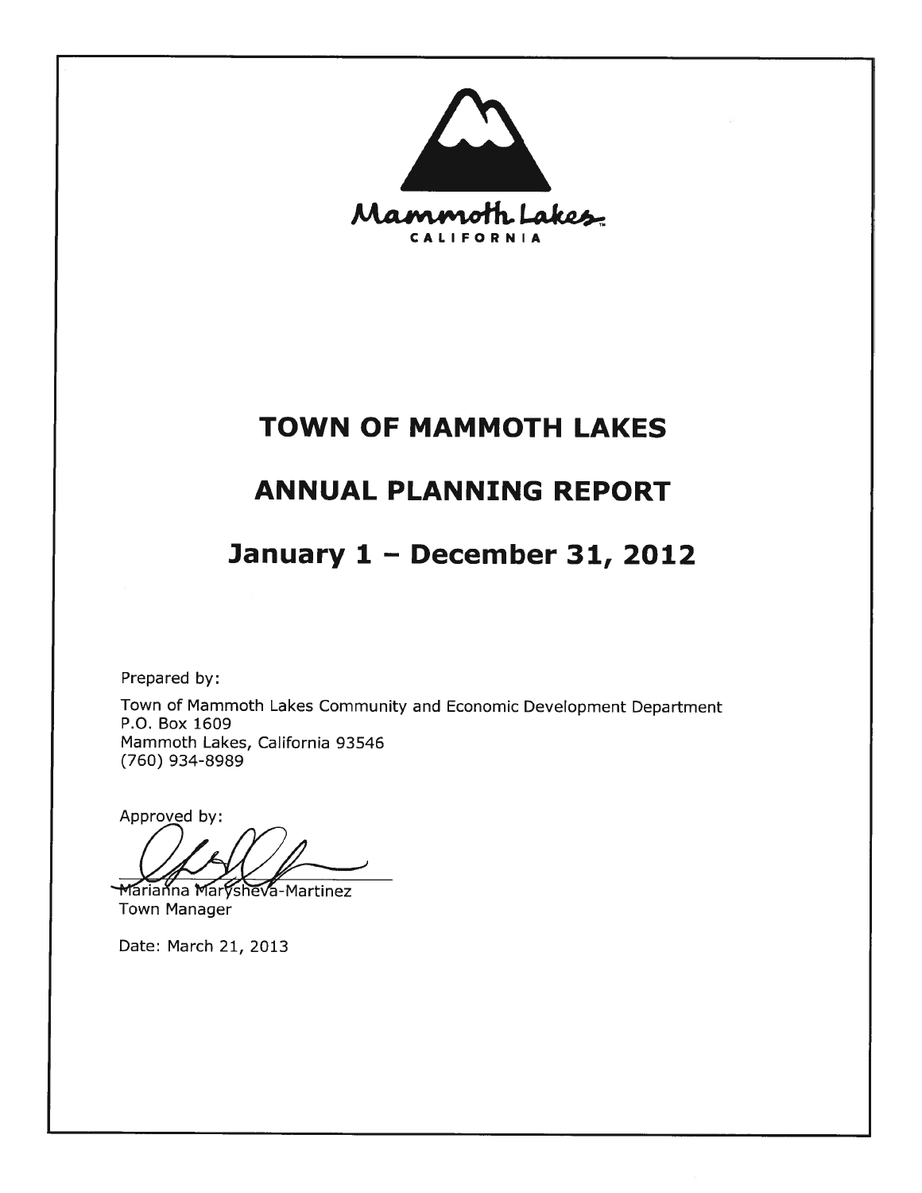Mammoth Lakes
CALIFORNIA

# TOWN OF MAMMOTH LAKES

# ANNUAL PLANNING REPORT

# January 1 – December 31, 2012

Prepared by:

Town of Mammoth Lakes Community and Economic Development Department
P.O. Box 1609
Mammoth Lakes, California 93546
(760) 934-8989

Approved by:

Marianna Marysheva-Martinez
Town Manager

Date: March 21, 2013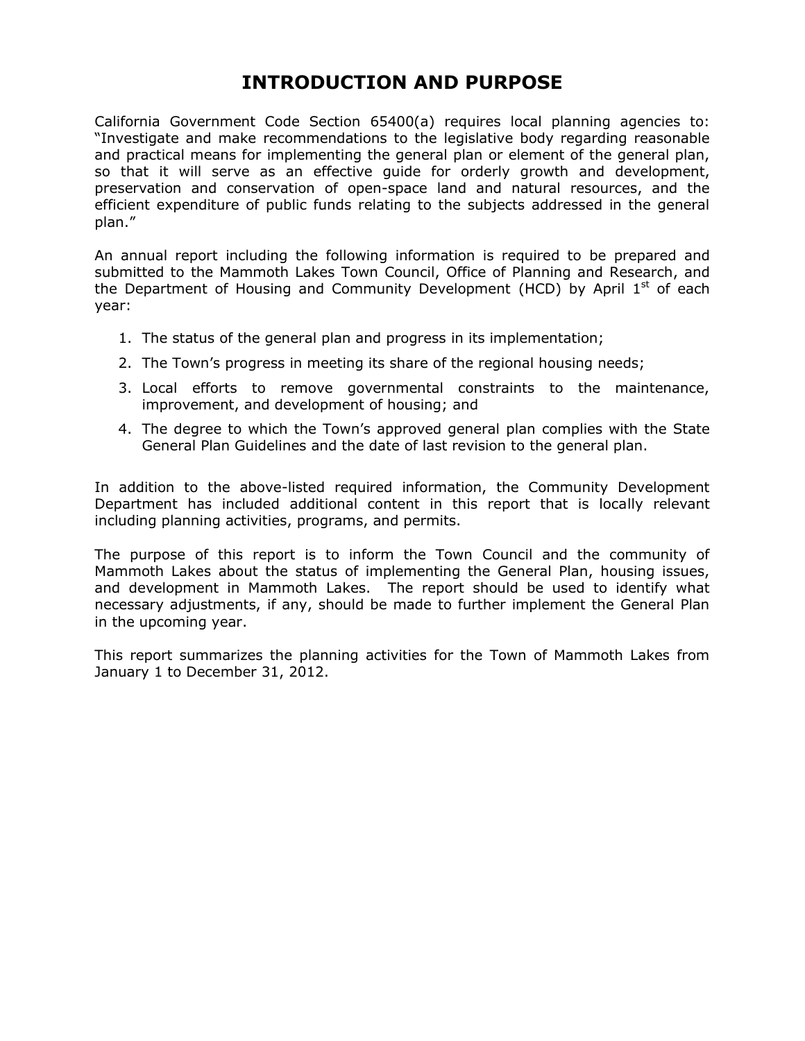# INTRODUCTION AND PURPOSE

California Government Code Section 65400(a) requires local planning agencies to: "Investigate and make recommendations to the legislative body regarding reasonable and practical means for implementing the general plan or element of the general plan, so that it will serve as an effective guide for orderly growth and development, preservation and conservation of open-space land and natural resources, and the efficient expenditure of public funds relating to the subjects addressed in the general plan."

An annual report including the following information is required to be prepared and submitted to the Mammoth Lakes Town Council, Office of Planning and Research, and the Department of Housing and Community Development (HCD) by April 1st of each year:

1. The status of the general plan and progress in its implementation;
2. The Town's progress in meeting its share of the regional housing needs;
3. Local efforts to remove governmental constraints to the maintenance, improvement, and development of housing; and
4. The degree to which the Town's approved general plan complies with the State General Plan Guidelines and the date of last revision to the general plan.

In addition to the above-listed required information, the Community Development Department has included additional content in this report that is locally relevant including planning activities, programs, and permits.

The purpose of this report is to inform the Town Council and the community of Mammoth Lakes about the status of implementing the General Plan, housing issues, and development in Mammoth Lakes. The report should be used to identify what necessary adjustments, if any, should be made to further implement the General Plan in the upcoming year.

This report summarizes the planning activities for the Town of Mammoth Lakes from January 1 to December 31, 2012.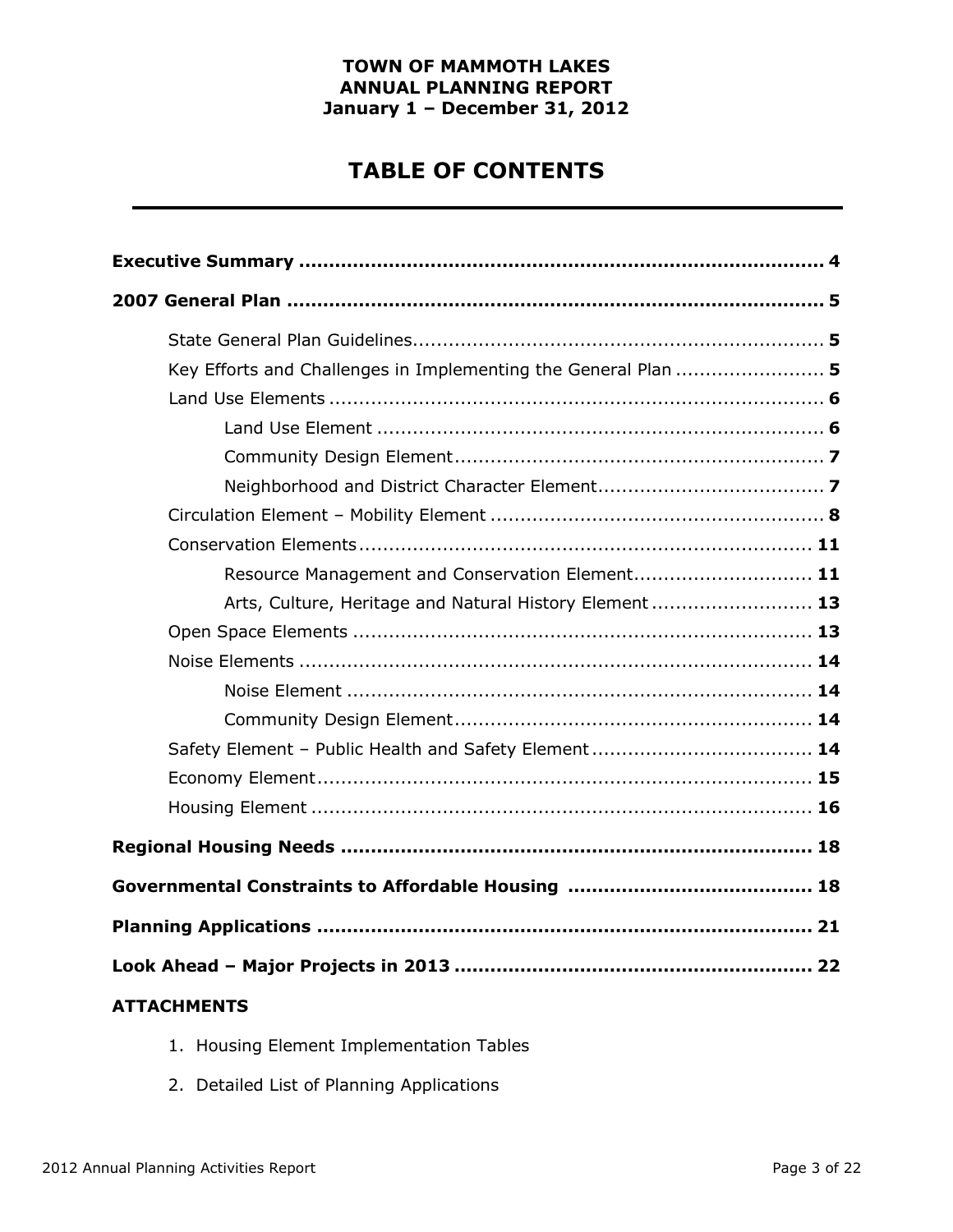**TOWN OF MAMMOTH LAKES**
**ANNUAL PLANNING REPORT**
**January 1 – December 31, 2012**

# TABLE OF CONTENTS

**Executive Summary ........................................................................................ 4**

**2007 General Plan ......................................................................................... 5**

- State General Plan Guidelines.................................................................... **5**
- Key Efforts and Challenges in Implementing the General Plan ......................... **5**
- Land Use Elements .................................................................................. **6**
  - Land Use Element .......................................................................... **6**
  - Community Design Element.............................................................. **7**
  - Neighborhood and District Character Element...................................... **7**
- Circulation Element – Mobility Element ........................................................ **8**
- Conservation Elements........................................................................... **11**
  - Resource Management and Conservation Element.............................. **11**
  - Arts, Culture, Heritage and Natural History Element ........................... **13**
- Open Space Elements ............................................................................ **13**
- Noise Elements ..................................................................................... **14**
  - Noise Element ............................................................................. **14**
  - Community Design Element............................................................ **14**
- Safety Element – Public Health and Safety Element .................................... **14**
- Economy Element.................................................................................. **15**
- Housing Element ................................................................................... **16**

**Regional Housing Needs ............................................................................... 18**

**Governmental Constraints to Affordable Housing ........................................ 18**

**Planning Applications .................................................................................. 21**

**Look Ahead – Major Projects in 2013 ........................................................... 22**

**ATTACHMENTS**

1. Housing Element Implementation Tables
2. Detailed List of Planning Applications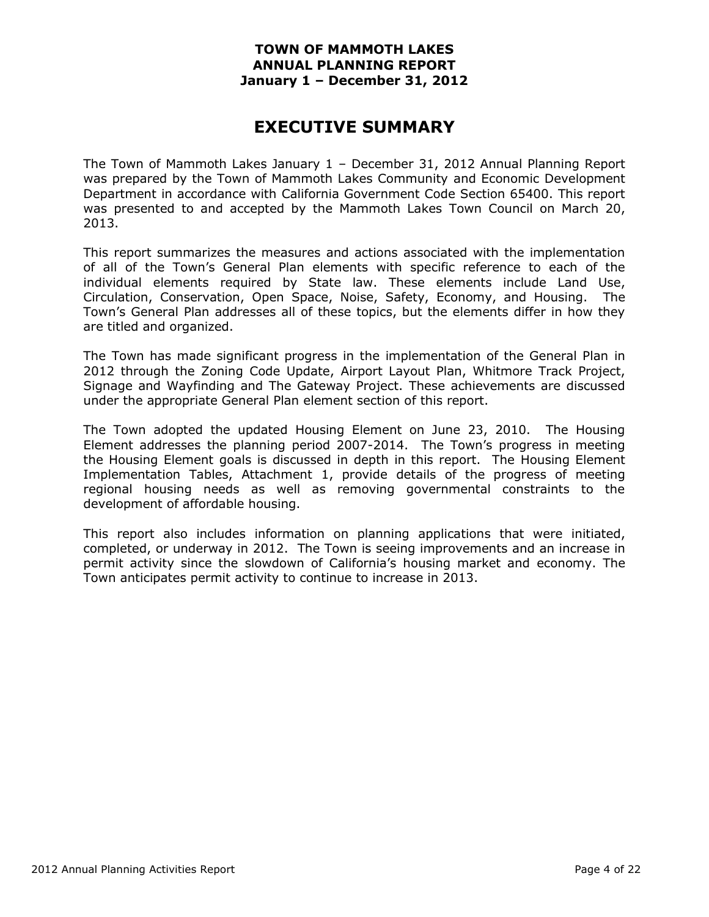**TOWN OF MAMMOTH LAKES**
**ANNUAL PLANNING REPORT**
**January 1 – December 31, 2012**

# EXECUTIVE SUMMARY

The Town of Mammoth Lakes January 1 – December 31, 2012 Annual Planning Report was prepared by the Town of Mammoth Lakes Community and Economic Development Department in accordance with California Government Code Section 65400. This report was presented to and accepted by the Mammoth Lakes Town Council on March 20, 2013.

This report summarizes the measures and actions associated with the implementation of all of the Town's General Plan elements with specific reference to each of the individual elements required by State law. These elements include Land Use, Circulation, Conservation, Open Space, Noise, Safety, Economy, and Housing. The Town's General Plan addresses all of these topics, but the elements differ in how they are titled and organized.

The Town has made significant progress in the implementation of the General Plan in 2012 through the Zoning Code Update, Airport Layout Plan, Whitmore Track Project, Signage and Wayfinding and The Gateway Project. These achievements are discussed under the appropriate General Plan element section of this report.

The Town adopted the updated Housing Element on June 23, 2010. The Housing Element addresses the planning period 2007-2014. The Town's progress in meeting the Housing Element goals is discussed in depth in this report. The Housing Element Implementation Tables, Attachment 1, provide details of the progress of meeting regional housing needs as well as removing governmental constraints to the development of affordable housing.

This report also includes information on planning applications that were initiated, completed, or underway in 2012. The Town is seeing improvements and an increase in permit activity since the slowdown of California's housing market and economy. The Town anticipates permit activity to continue to increase in 2013.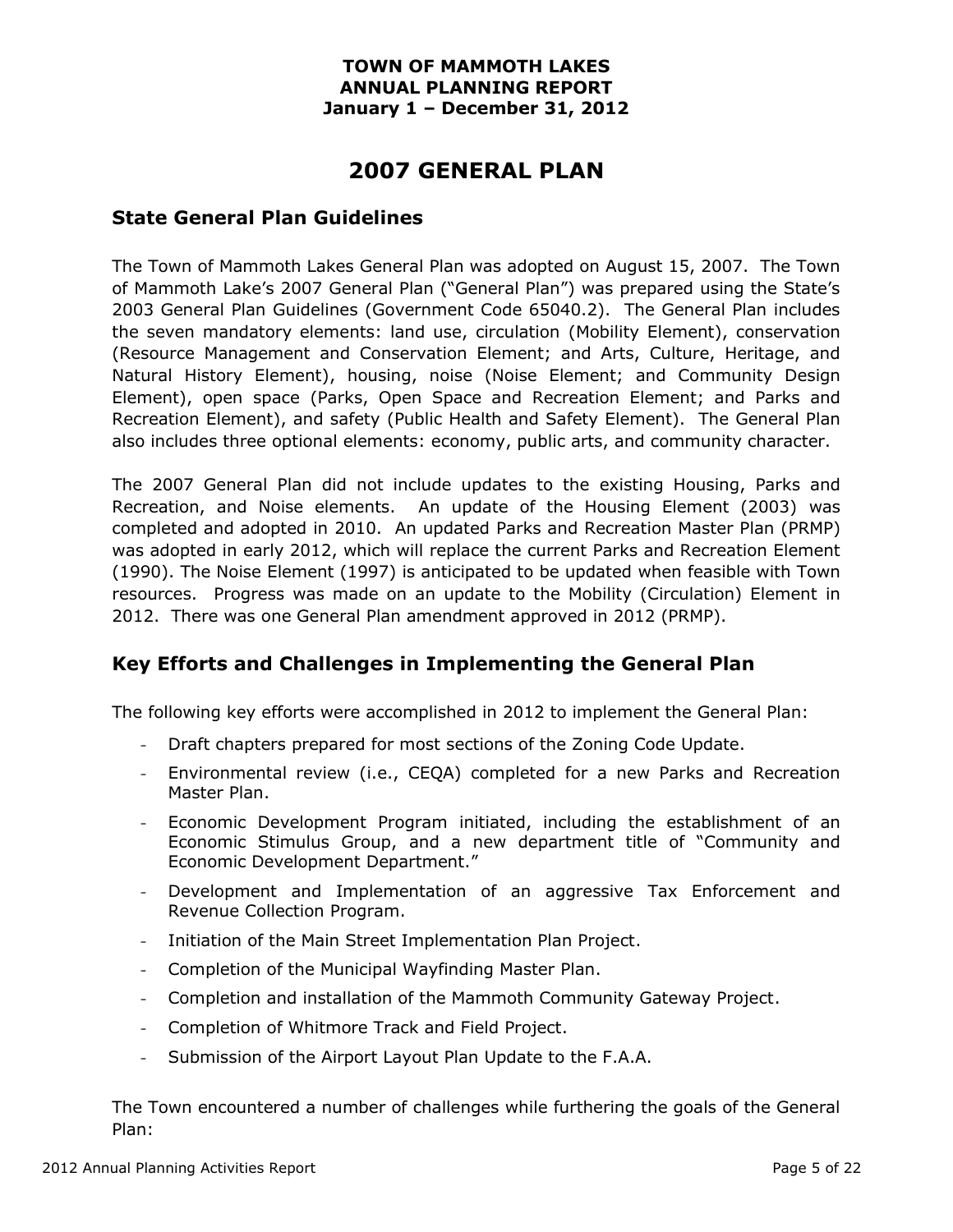**TOWN OF MAMMOTH LAKES**
**ANNUAL PLANNING REPORT**
**January 1 – December 31, 2012**

# 2007 GENERAL PLAN

## State General Plan Guidelines

The Town of Mammoth Lakes General Plan was adopted on August 15, 2007. The Town of Mammoth Lake's 2007 General Plan ("General Plan") was prepared using the State's 2003 General Plan Guidelines (Government Code 65040.2). The General Plan includes the seven mandatory elements: land use, circulation (Mobility Element), conservation (Resource Management and Conservation Element; and Arts, Culture, Heritage, and Natural History Element), housing, noise (Noise Element; and Community Design Element), open space (Parks, Open Space and Recreation Element; and Parks and Recreation Element), and safety (Public Health and Safety Element). The General Plan also includes three optional elements: economy, public arts, and community character.

The 2007 General Plan did not include updates to the existing Housing, Parks and Recreation, and Noise elements. An update of the Housing Element (2003) was completed and adopted in 2010. An updated Parks and Recreation Master Plan (PRMP) was adopted in early 2012, which will replace the current Parks and Recreation Element (1990). The Noise Element (1997) is anticipated to be updated when feasible with Town resources. Progress was made on an update to the Mobility (Circulation) Element in 2012. There was one General Plan amendment approved in 2012 (PRMP).

## Key Efforts and Challenges in Implementing the General Plan

The following key efforts were accomplished in 2012 to implement the General Plan:

- Draft chapters prepared for most sections of the Zoning Code Update.
- Environmental review (i.e., CEQA) completed for a new Parks and Recreation Master Plan.
- Economic Development Program initiated, including the establishment of an Economic Stimulus Group, and a new department title of "Community and Economic Development Department."
- Development and Implementation of an aggressive Tax Enforcement and Revenue Collection Program.
- Initiation of the Main Street Implementation Plan Project.
- Completion of the Municipal Wayfinding Master Plan.
- Completion and installation of the Mammoth Community Gateway Project.
- Completion of Whitmore Track and Field Project.
- Submission of the Airport Layout Plan Update to the F.A.A.

The Town encountered a number of challenges while furthering the goals of the General Plan: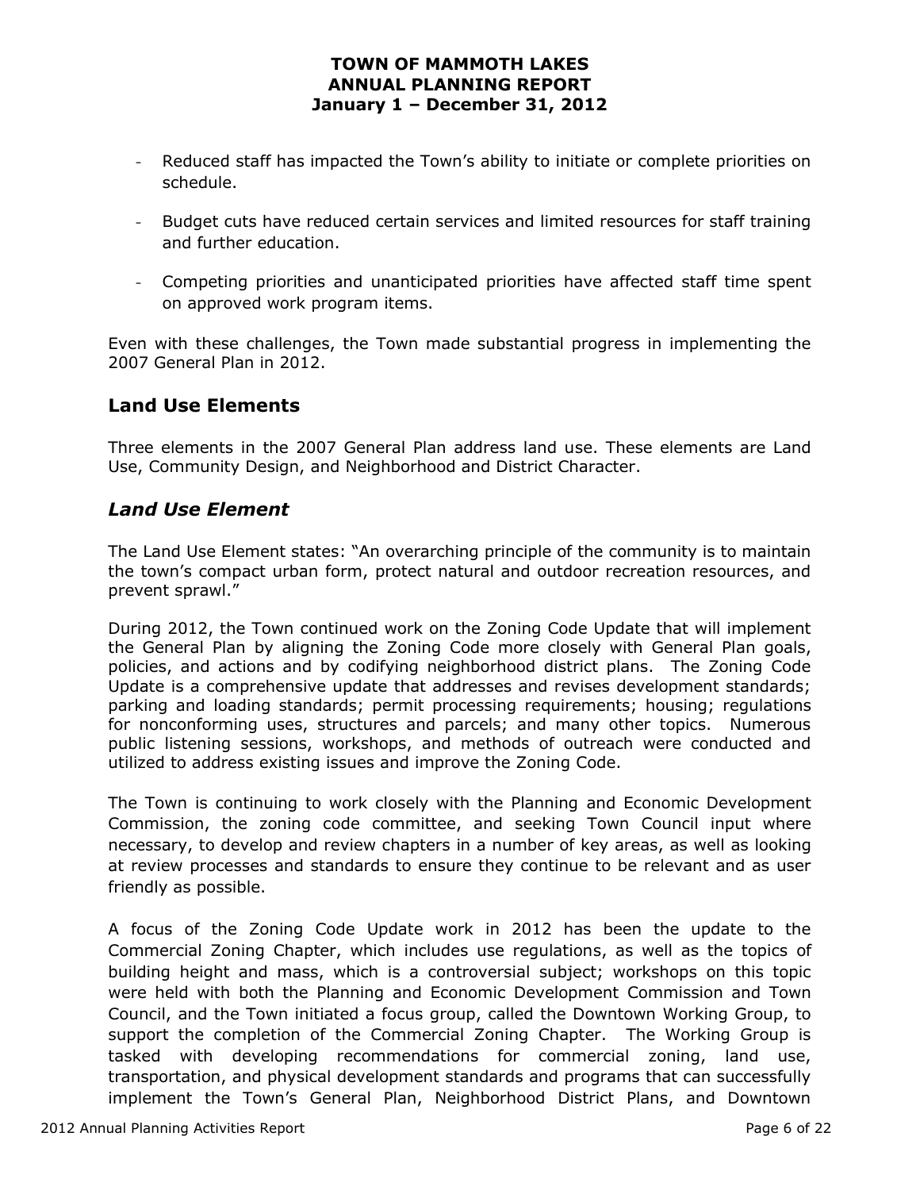- Reduced staff has impacted the Town's ability to initiate or complete priorities on schedule.

- Budget cuts have reduced certain services and limited resources for staff training and further education.

- Competing priorities and unanticipated priorities have affected staff time spent on approved work program items.

Even with these challenges, the Town made substantial progress in implementing the 2007 General Plan in 2012.

## Land Use Elements

Three elements in the 2007 General Plan address land use. These elements are Land Use, Community Design, and Neighborhood and District Character.

## *Land Use Element*

The Land Use Element states: "An overarching principle of the community is to maintain the town's compact urban form, protect natural and outdoor recreation resources, and prevent sprawl."

During 2012, the Town continued work on the Zoning Code Update that will implement the General Plan by aligning the Zoning Code more closely with General Plan goals, policies, and actions and by codifying neighborhood district plans. The Zoning Code Update is a comprehensive update that addresses and revises development standards; parking and loading standards; permit processing requirements; housing; regulations for nonconforming uses, structures and parcels; and many other topics. Numerous public listening sessions, workshops, and methods of outreach were conducted and utilized to address existing issues and improve the Zoning Code.

The Town is continuing to work closely with the Planning and Economic Development Commission, the zoning code committee, and seeking Town Council input where necessary, to develop and review chapters in a number of key areas, as well as looking at review processes and standards to ensure they continue to be relevant and as user friendly as possible.

A focus of the Zoning Code Update work in 2012 has been the update to the Commercial Zoning Chapter, which includes use regulations, as well as the topics of building height and mass, which is a controversial subject; workshops on this topic were held with both the Planning and Economic Development Commission and Town Council, and the Town initiated a focus group, called the Downtown Working Group, to support the completion of the Commercial Zoning Chapter. The Working Group is tasked with developing recommendations for commercial zoning, land use, transportation, and physical development standards and programs that can successfully implement the Town's General Plan, Neighborhood District Plans, and Downtown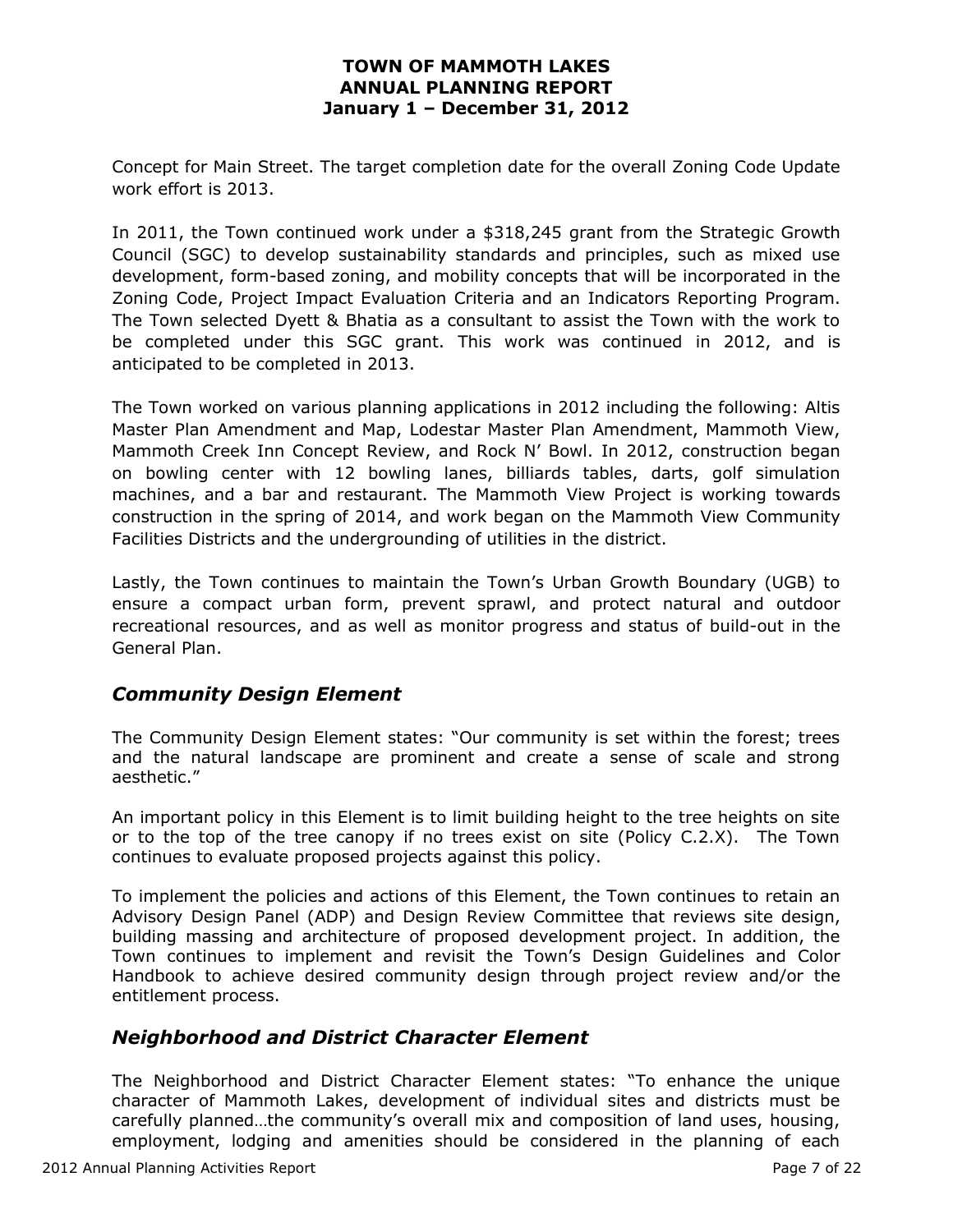Concept for Main Street. The target completion date for the overall Zoning Code Update work effort is 2013.

In 2011, the Town continued work under a $318,245 grant from the Strategic Growth Council (SGC) to develop sustainability standards and principles, such as mixed use development, form-based zoning, and mobility concepts that will be incorporated in the Zoning Code, Project Impact Evaluation Criteria and an Indicators Reporting Program. The Town selected Dyett & Bhatia as a consultant to assist the Town with the work to be completed under this SGC grant. This work was continued in 2012, and is anticipated to be completed in 2013.

The Town worked on various planning applications in 2012 including the following: Altis Master Plan Amendment and Map, Lodestar Master Plan Amendment, Mammoth View, Mammoth Creek Inn Concept Review, and Rock N' Bowl. In 2012, construction began on bowling center with 12 bowling lanes, billiards tables, darts, golf simulation machines, and a bar and restaurant. The Mammoth View Project is working towards construction in the spring of 2014, and work began on the Mammoth View Community Facilities Districts and the undergrounding of utilities in the district.

Lastly, the Town continues to maintain the Town's Urban Growth Boundary (UGB) to ensure a compact urban form, prevent sprawl, and protect natural and outdoor recreational resources, and as well as monitor progress and status of build-out in the General Plan.

## *Community Design Element*

The Community Design Element states: "Our community is set within the forest; trees and the natural landscape are prominent and create a sense of scale and strong aesthetic."

An important policy in this Element is to limit building height to the tree heights on site or to the top of the tree canopy if no trees exist on site (Policy C.2.X). The Town continues to evaluate proposed projects against this policy.

To implement the policies and actions of this Element, the Town continues to retain an Advisory Design Panel (ADP) and Design Review Committee that reviews site design, building massing and architecture of proposed development project. In addition, the Town continues to implement and revisit the Town's Design Guidelines and Color Handbook to achieve desired community design through project review and/or the entitlement process.

## *Neighborhood and District Character Element*

The Neighborhood and District Character Element states: "To enhance the unique character of Mammoth Lakes, development of individual sites and districts must be carefully planned…the community's overall mix and composition of land uses, housing, employment, lodging and amenities should be considered in the planning of each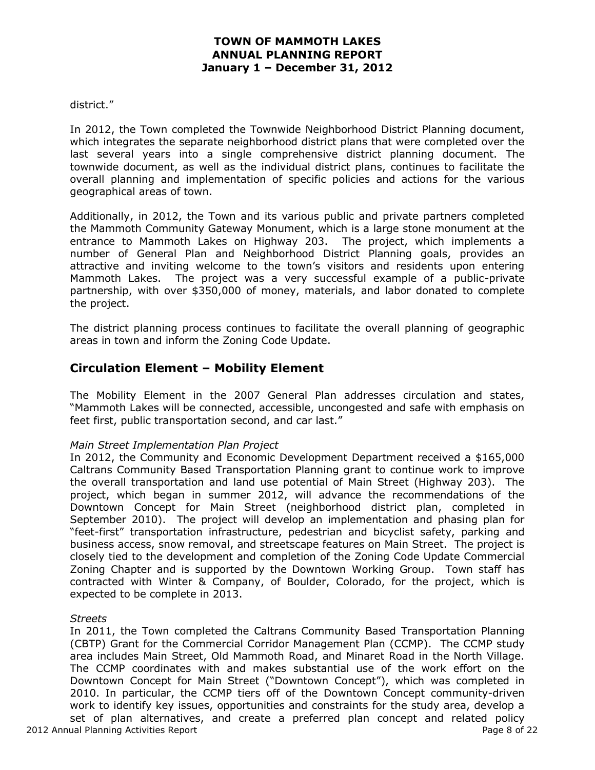district."

In 2012, the Town completed the Townwide Neighborhood District Planning document, which integrates the separate neighborhood district plans that were completed over the last several years into a single comprehensive district planning document. The townwide document, as well as the individual district plans, continues to facilitate the overall planning and implementation of specific policies and actions for the various geographical areas of town.

Additionally, in 2012, the Town and its various public and private partners completed the Mammoth Community Gateway Monument, which is a large stone monument at the entrance to Mammoth Lakes on Highway 203. The project, which implements a number of General Plan and Neighborhood District Planning goals, provides an attractive and inviting welcome to the town's visitors and residents upon entering Mammoth Lakes. The project was a very successful example of a public-private partnership, with over $350,000 of money, materials, and labor donated to complete the project.

The district planning process continues to facilitate the overall planning of geographic areas in town and inform the Zoning Code Update.

## Circulation Element – Mobility Element

The Mobility Element in the 2007 General Plan addresses circulation and states, "Mammoth Lakes will be connected, accessible, uncongested and safe with emphasis on feet first, public transportation second, and car last."

*Main Street Implementation Plan Project*
In 2012, the Community and Economic Development Department received a $165,000 Caltrans Community Based Transportation Planning grant to continue work to improve the overall transportation and land use potential of Main Street (Highway 203). The project, which began in summer 2012, will advance the recommendations of the Downtown Concept for Main Street (neighborhood district plan, completed in September 2010). The project will develop an implementation and phasing plan for "feet-first" transportation infrastructure, pedestrian and bicyclist safety, parking and business access, snow removal, and streetscape features on Main Street. The project is closely tied to the development and completion of the Zoning Code Update Commercial Zoning Chapter and is supported by the Downtown Working Group. Town staff has contracted with Winter & Company, of Boulder, Colorado, for the project, which is expected to be complete in 2013.

*Streets*
In 2011, the Town completed the Caltrans Community Based Transportation Planning (CBTP) Grant for the Commercial Corridor Management Plan (CCMP). The CCMP study area includes Main Street, Old Mammoth Road, and Minaret Road in the North Village. The CCMP coordinates with and makes substantial use of the work effort on the Downtown Concept for Main Street ("Downtown Concept"), which was completed in 2010. In particular, the CCMP tiers off of the Downtown Concept community-driven work to identify key issues, opportunities and constraints for the study area, develop a set of plan alternatives, and create a preferred plan concept and related policy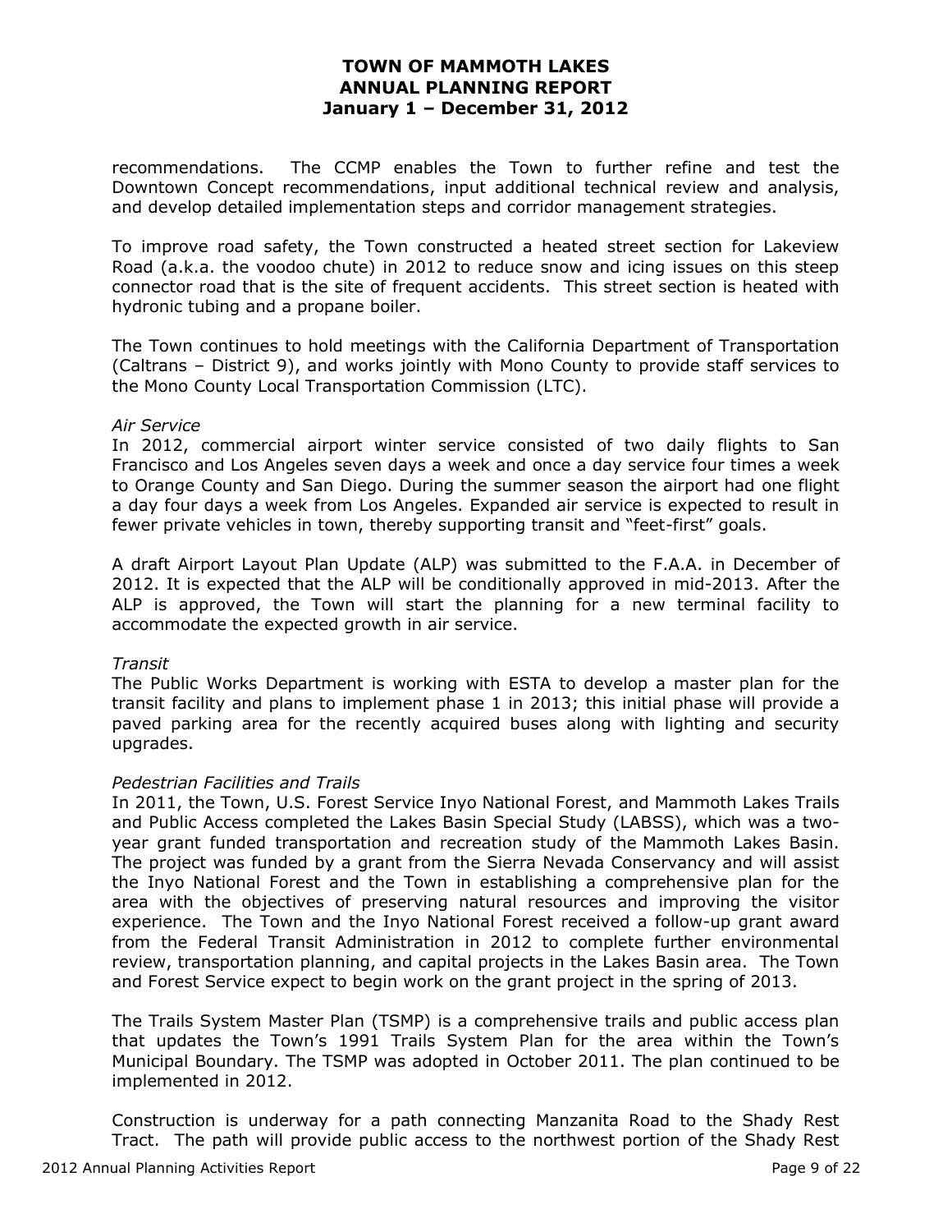recommendations. The CCMP enables the Town to further refine and test the Downtown Concept recommendations, input additional technical review and analysis, and develop detailed implementation steps and corridor management strategies.

To improve road safety, the Town constructed a heated street section for Lakeview Road (a.k.a. the voodoo chute) in 2012 to reduce snow and icing issues on this steep connector road that is the site of frequent accidents. This street section is heated with hydronic tubing and a propane boiler.

The Town continues to hold meetings with the California Department of Transportation (Caltrans – District 9), and works jointly with Mono County to provide staff services to the Mono County Local Transportation Commission (LTC).

*Air Service*

In 2012, commercial airport winter service consisted of two daily flights to San Francisco and Los Angeles seven days a week and once a day service four times a week to Orange County and San Diego. During the summer season the airport had one flight a day four days a week from Los Angeles. Expanded air service is expected to result in fewer private vehicles in town, thereby supporting transit and "feet-first" goals.

A draft Airport Layout Plan Update (ALP) was submitted to the F.A.A. in December of 2012. It is expected that the ALP will be conditionally approved in mid-2013. After the ALP is approved, the Town will start the planning for a new terminal facility to accommodate the expected growth in air service.

*Transit*

The Public Works Department is working with ESTA to develop a master plan for the transit facility and plans to implement phase 1 in 2013; this initial phase will provide a paved parking area for the recently acquired buses along with lighting and security upgrades.

*Pedestrian Facilities and Trails*

In 2011, the Town, U.S. Forest Service Inyo National Forest, and Mammoth Lakes Trails and Public Access completed the Lakes Basin Special Study (LABSS), which was a two-year grant funded transportation and recreation study of the Mammoth Lakes Basin. The project was funded by a grant from the Sierra Nevada Conservancy and will assist the Inyo National Forest and the Town in establishing a comprehensive plan for the area with the objectives of preserving natural resources and improving the visitor experience. The Town and the Inyo National Forest received a follow-up grant award from the Federal Transit Administration in 2012 to complete further environmental review, transportation planning, and capital projects in the Lakes Basin area. The Town and Forest Service expect to begin work on the grant project in the spring of 2013.

The Trails System Master Plan (TSMP) is a comprehensive trails and public access plan that updates the Town's 1991 Trails System Plan for the area within the Town's Municipal Boundary. The TSMP was adopted in October 2011. The plan continued to be implemented in 2012.

Construction is underway for a path connecting Manzanita Road to the Shady Rest Tract. The path will provide public access to the northwest portion of the Shady Rest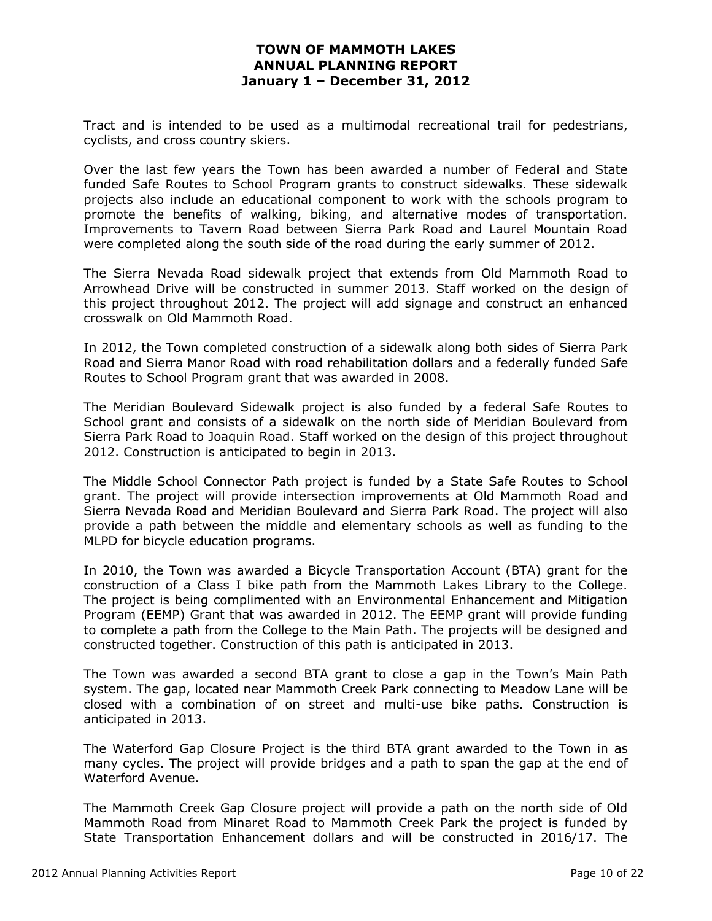Tract and is intended to be used as a multimodal recreational trail for pedestrians, cyclists, and cross country skiers.

Over the last few years the Town has been awarded a number of Federal and State funded Safe Routes to School Program grants to construct sidewalks. These sidewalk projects also include an educational component to work with the schools program to promote the benefits of walking, biking, and alternative modes of transportation. Improvements to Tavern Road between Sierra Park Road and Laurel Mountain Road were completed along the south side of the road during the early summer of 2012.

The Sierra Nevada Road sidewalk project that extends from Old Mammoth Road to Arrowhead Drive will be constructed in summer 2013. Staff worked on the design of this project throughout 2012. The project will add signage and construct an enhanced crosswalk on Old Mammoth Road.

In 2012, the Town completed construction of a sidewalk along both sides of Sierra Park Road and Sierra Manor Road with road rehabilitation dollars and a federally funded Safe Routes to School Program grant that was awarded in 2008.

The Meridian Boulevard Sidewalk project is also funded by a federal Safe Routes to School grant and consists of a sidewalk on the north side of Meridian Boulevard from Sierra Park Road to Joaquin Road. Staff worked on the design of this project throughout 2012. Construction is anticipated to begin in 2013.

The Middle School Connector Path project is funded by a State Safe Routes to School grant. The project will provide intersection improvements at Old Mammoth Road and Sierra Nevada Road and Meridian Boulevard and Sierra Park Road. The project will also provide a path between the middle and elementary schools as well as funding to the MLPD for bicycle education programs.

In 2010, the Town was awarded a Bicycle Transportation Account (BTA) grant for the construction of a Class I bike path from the Mammoth Lakes Library to the College. The project is being complimented with an Environmental Enhancement and Mitigation Program (EEMP) Grant that was awarded in 2012. The EEMP grant will provide funding to complete a path from the College to the Main Path. The projects will be designed and constructed together. Construction of this path is anticipated in 2013.

The Town was awarded a second BTA grant to close a gap in the Town's Main Path system. The gap, located near Mammoth Creek Park connecting to Meadow Lane will be closed with a combination of on street and multi-use bike paths. Construction is anticipated in 2013.

The Waterford Gap Closure Project is the third BTA grant awarded to the Town in as many cycles. The project will provide bridges and a path to span the gap at the end of Waterford Avenue.

The Mammoth Creek Gap Closure project will provide a path on the north side of Old Mammoth Road from Minaret Road to Mammoth Creek Park the project is funded by State Transportation Enhancement dollars and will be constructed in 2016/17. The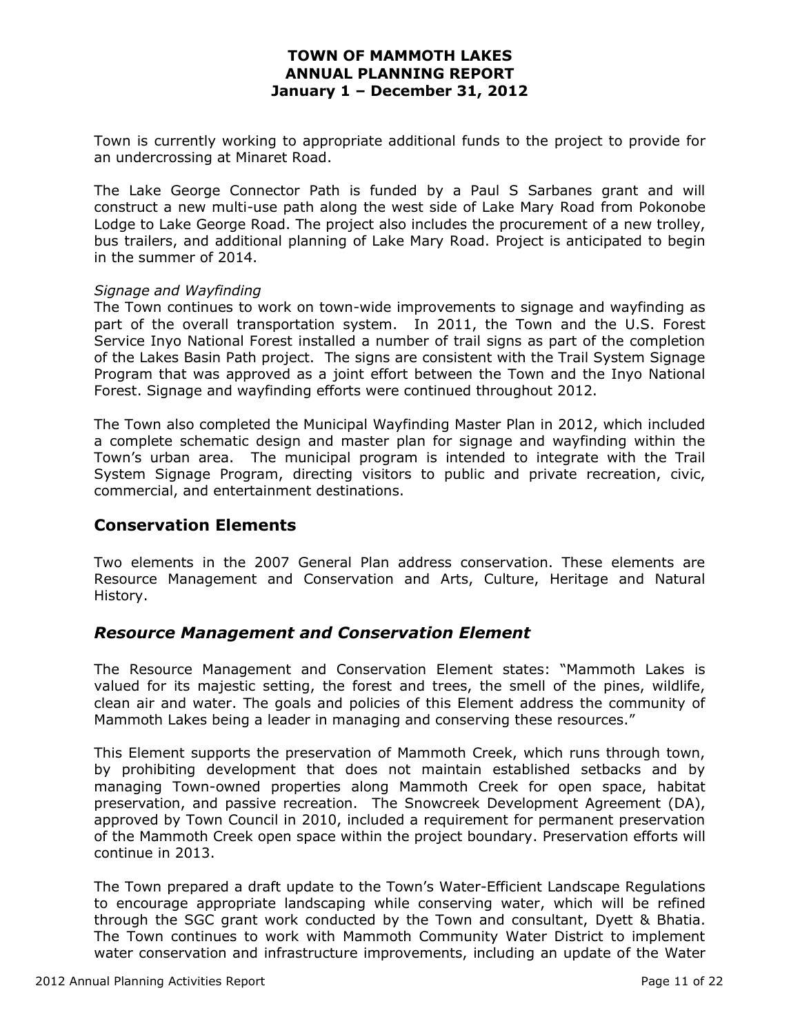Town is currently working to appropriate additional funds to the project to provide for an undercrossing at Minaret Road.

The Lake George Connector Path is funded by a Paul S Sarbanes grant and will construct a new multi-use path along the west side of Lake Mary Road from Pokonobe Lodge to Lake George Road. The project also includes the procurement of a new trolley, bus trailers, and additional planning of Lake Mary Road. Project is anticipated to begin in the summer of 2014.

*Signage and Wayfinding*

The Town continues to work on town-wide improvements to signage and wayfinding as part of the overall transportation system. In 2011, the Town and the U.S. Forest Service Inyo National Forest installed a number of trail signs as part of the completion of the Lakes Basin Path project. The signs are consistent with the Trail System Signage Program that was approved as a joint effort between the Town and the Inyo National Forest. Signage and wayfinding efforts were continued throughout 2012.

The Town also completed the Municipal Wayfinding Master Plan in 2012, which included a complete schematic design and master plan for signage and wayfinding within the Town's urban area. The municipal program is intended to integrate with the Trail System Signage Program, directing visitors to public and private recreation, civic, commercial, and entertainment destinations.

## Conservation Elements

Two elements in the 2007 General Plan address conservation. These elements are Resource Management and Conservation and Arts, Culture, Heritage and Natural History.

### *Resource Management and Conservation Element*

The Resource Management and Conservation Element states: "Mammoth Lakes is valued for its majestic setting, the forest and trees, the smell of the pines, wildlife, clean air and water. The goals and policies of this Element address the community of Mammoth Lakes being a leader in managing and conserving these resources."

This Element supports the preservation of Mammoth Creek, which runs through town, by prohibiting development that does not maintain established setbacks and by managing Town-owned properties along Mammoth Creek for open space, habitat preservation, and passive recreation. The Snowcreek Development Agreement (DA), approved by Town Council in 2010, included a requirement for permanent preservation of the Mammoth Creek open space within the project boundary. Preservation efforts will continue in 2013.

The Town prepared a draft update to the Town's Water-Efficient Landscape Regulations to encourage appropriate landscaping while conserving water, which will be refined through the SGC grant work conducted by the Town and consultant, Dyett & Bhatia. The Town continues to work with Mammoth Community Water District to implement water conservation and infrastructure improvements, including an update of the Water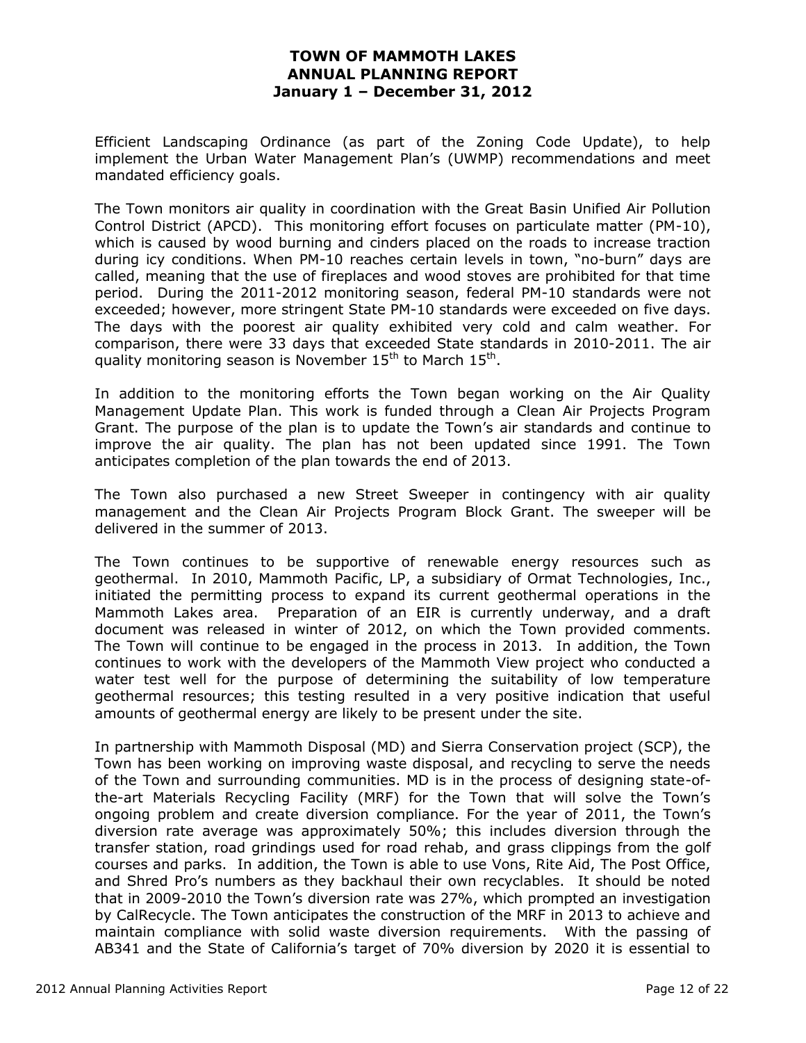Efficient Landscaping Ordinance (as part of the Zoning Code Update), to help implement the Urban Water Management Plan's (UWMP) recommendations and meet mandated efficiency goals.

The Town monitors air quality in coordination with the Great Basin Unified Air Pollution Control District (APCD). This monitoring effort focuses on particulate matter (PM-10), which is caused by wood burning and cinders placed on the roads to increase traction during icy conditions. When PM-10 reaches certain levels in town, "no-burn" days are called, meaning that the use of fireplaces and wood stoves are prohibited for that time period. During the 2011-2012 monitoring season, federal PM-10 standards were not exceeded; however, more stringent State PM-10 standards were exceeded on five days. The days with the poorest air quality exhibited very cold and calm weather. For comparison, there were 33 days that exceeded State standards in 2010-2011. The air quality monitoring season is November 15th to March 15th.

In addition to the monitoring efforts the Town began working on the Air Quality Management Update Plan. This work is funded through a Clean Air Projects Program Grant. The purpose of the plan is to update the Town's air standards and continue to improve the air quality. The plan has not been updated since 1991. The Town anticipates completion of the plan towards the end of 2013.

The Town also purchased a new Street Sweeper in contingency with air quality management and the Clean Air Projects Program Block Grant. The sweeper will be delivered in the summer of 2013.

The Town continues to be supportive of renewable energy resources such as geothermal. In 2010, Mammoth Pacific, LP, a subsidiary of Ormat Technologies, Inc., initiated the permitting process to expand its current geothermal operations in the Mammoth Lakes area. Preparation of an EIR is currently underway, and a draft document was released in winter of 2012, on which the Town provided comments. The Town will continue to be engaged in the process in 2013. In addition, the Town continues to work with the developers of the Mammoth View project who conducted a water test well for the purpose of determining the suitability of low temperature geothermal resources; this testing resulted in a very positive indication that useful amounts of geothermal energy are likely to be present under the site.

In partnership with Mammoth Disposal (MD) and Sierra Conservation project (SCP), the Town has been working on improving waste disposal, and recycling to serve the needs of the Town and surrounding communities. MD is in the process of designing state-of-the-art Materials Recycling Facility (MRF) for the Town that will solve the Town's ongoing problem and create diversion compliance. For the year of 2011, the Town's diversion rate average was approximately 50%; this includes diversion through the transfer station, road grindings used for road rehab, and grass clippings from the golf courses and parks. In addition, the Town is able to use Vons, Rite Aid, The Post Office, and Shred Pro's numbers as they backhaul their own recyclables. It should be noted that in 2009-2010 the Town's diversion rate was 27%, which prompted an investigation by CalRecycle. The Town anticipates the construction of the MRF in 2013 to achieve and maintain compliance with solid waste diversion requirements. With the passing of AB341 and the State of California's target of 70% diversion by 2020 it is essential to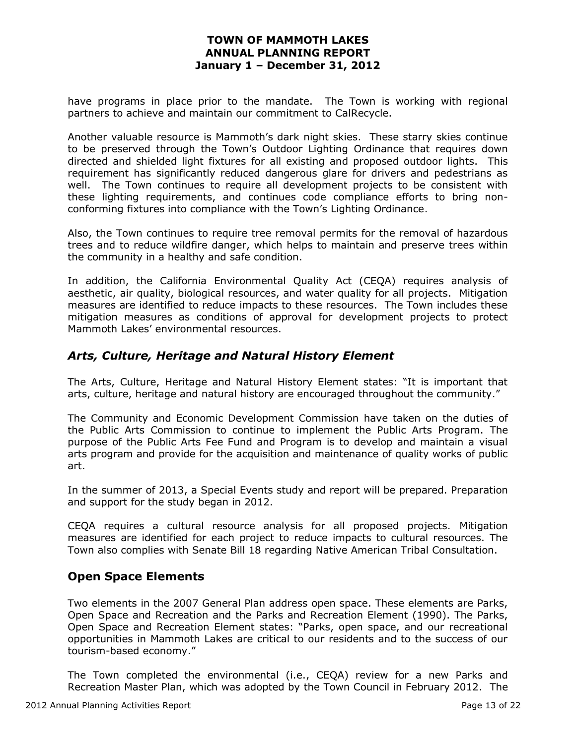have programs in place prior to the mandate. The Town is working with regional partners to achieve and maintain our commitment to CalRecycle.

Another valuable resource is Mammoth's dark night skies. These starry skies continue to be preserved through the Town's Outdoor Lighting Ordinance that requires down directed and shielded light fixtures for all existing and proposed outdoor lights. This requirement has significantly reduced dangerous glare for drivers and pedestrians as well. The Town continues to require all development projects to be consistent with these lighting requirements, and continues code compliance efforts to bring non-conforming fixtures into compliance with the Town's Lighting Ordinance.

Also, the Town continues to require tree removal permits for the removal of hazardous trees and to reduce wildfire danger, which helps to maintain and preserve trees within the community in a healthy and safe condition.

In addition, the California Environmental Quality Act (CEQA) requires analysis of aesthetic, air quality, biological resources, and water quality for all projects. Mitigation measures are identified to reduce impacts to these resources. The Town includes these mitigation measures as conditions of approval for development projects to protect Mammoth Lakes' environmental resources.

## *Arts, Culture, Heritage and Natural History Element*

The Arts, Culture, Heritage and Natural History Element states: "It is important that arts, culture, heritage and natural history are encouraged throughout the community."

The Community and Economic Development Commission have taken on the duties of the Public Arts Commission to continue to implement the Public Arts Program. The purpose of the Public Arts Fee Fund and Program is to develop and maintain a visual arts program and provide for the acquisition and maintenance of quality works of public art.

In the summer of 2013, a Special Events study and report will be prepared. Preparation and support for the study began in 2012.

CEQA requires a cultural resource analysis for all proposed projects. Mitigation measures are identified for each project to reduce impacts to cultural resources. The Town also complies with Senate Bill 18 regarding Native American Tribal Consultation.

## **Open Space Elements**

Two elements in the 2007 General Plan address open space. These elements are Parks, Open Space and Recreation and the Parks and Recreation Element (1990). The Parks, Open Space and Recreation Element states: "Parks, open space, and our recreational opportunities in Mammoth Lakes are critical to our residents and to the success of our tourism-based economy."

The Town completed the environmental (i.e., CEQA) review for a new Parks and Recreation Master Plan, which was adopted by the Town Council in February 2012. The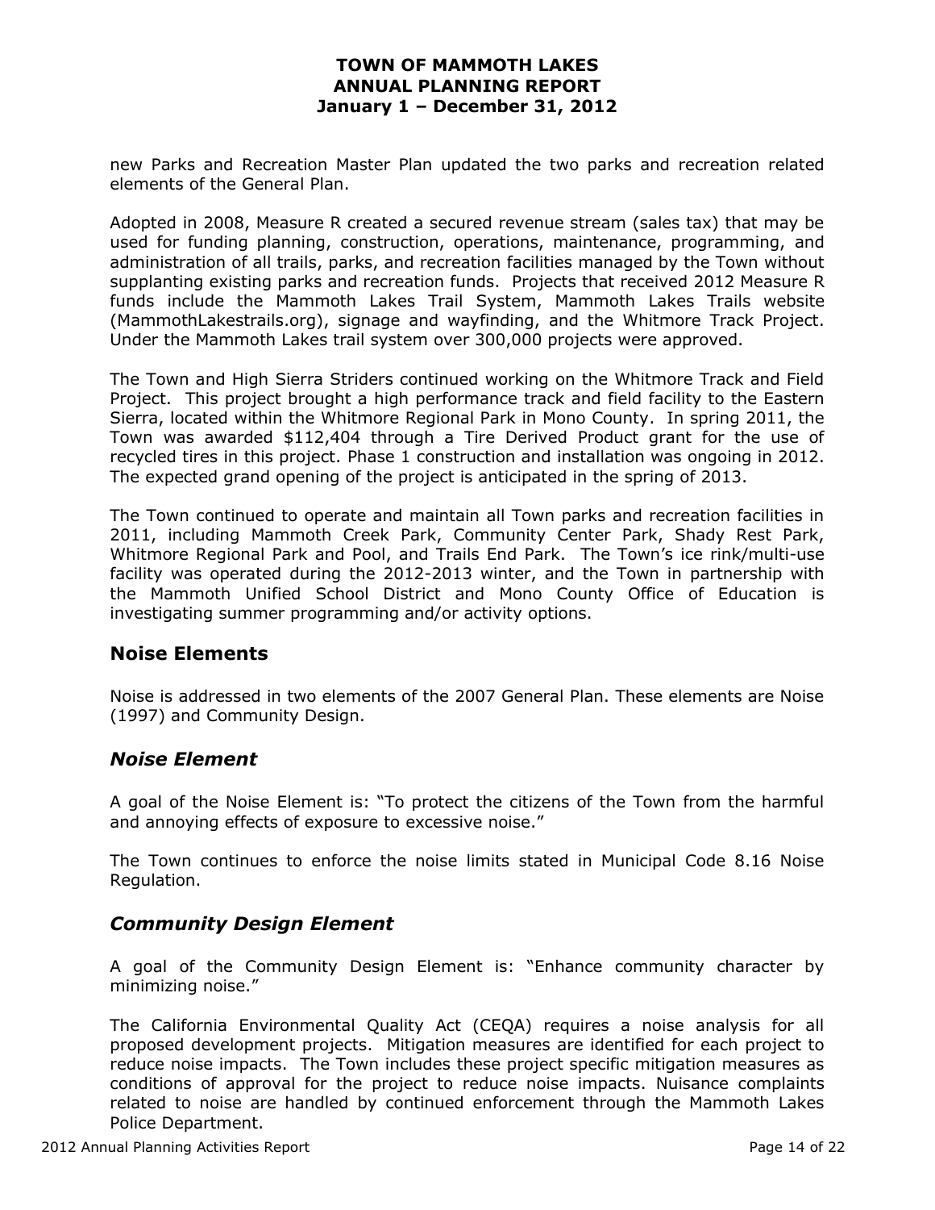new Parks and Recreation Master Plan updated the two parks and recreation related elements of the General Plan.

Adopted in 2008, Measure R created a secured revenue stream (sales tax) that may be used for funding planning, construction, operations, maintenance, programming, and administration of all trails, parks, and recreation facilities managed by the Town without supplanting existing parks and recreation funds. Projects that received 2012 Measure R funds include the Mammoth Lakes Trail System, Mammoth Lakes Trails website (MammothLakestrails.org), signage and wayfinding, and the Whitmore Track Project. Under the Mammoth Lakes trail system over 300,000 projects were approved.

The Town and High Sierra Striders continued working on the Whitmore Track and Field Project. This project brought a high performance track and field facility to the Eastern Sierra, located within the Whitmore Regional Park in Mono County. In spring 2011, the Town was awarded $112,404 through a Tire Derived Product grant for the use of recycled tires in this project. Phase 1 construction and installation was ongoing in 2012. The expected grand opening of the project is anticipated in the spring of 2013.

The Town continued to operate and maintain all Town parks and recreation facilities in 2011, including Mammoth Creek Park, Community Center Park, Shady Rest Park, Whitmore Regional Park and Pool, and Trails End Park. The Town's ice rink/multi-use facility was operated during the 2012-2013 winter, and the Town in partnership with the Mammoth Unified School District and Mono County Office of Education is investigating summer programming and/or activity options.

## Noise Elements

Noise is addressed in two elements of the 2007 General Plan. These elements are Noise (1997) and Community Design.

### *Noise Element*

A goal of the Noise Element is: "To protect the citizens of the Town from the harmful and annoying effects of exposure to excessive noise."

The Town continues to enforce the noise limits stated in Municipal Code 8.16 Noise Regulation.

### *Community Design Element*

A goal of the Community Design Element is: "Enhance community character by minimizing noise."

The California Environmental Quality Act (CEQA) requires a noise analysis for all proposed development projects. Mitigation measures are identified for each project to reduce noise impacts. The Town includes these project specific mitigation measures as conditions of approval for the project to reduce noise impacts. Nuisance complaints related to noise are handled by continued enforcement through the Mammoth Lakes Police Department.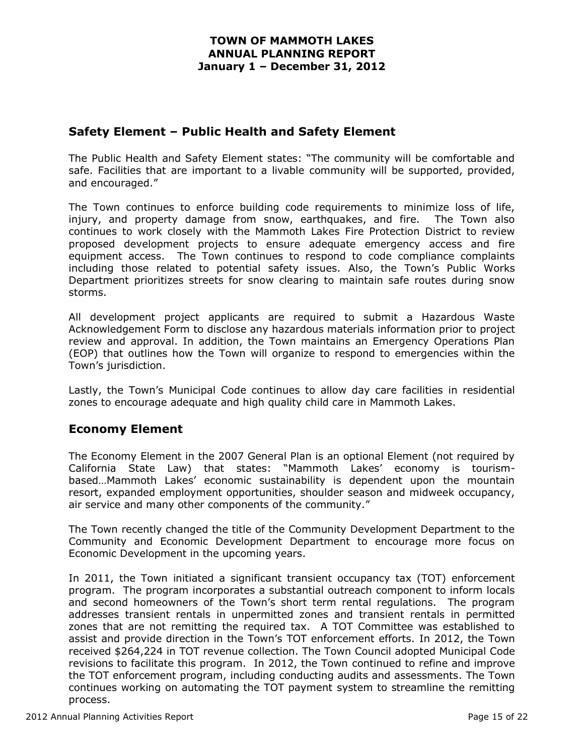## Safety Element – Public Health and Safety Element

The Public Health and Safety Element states: "The community will be comfortable and safe. Facilities that are important to a livable community will be supported, provided, and encouraged."

The Town continues to enforce building code requirements to minimize loss of life, injury, and property damage from snow, earthquakes, and fire. The Town also continues to work closely with the Mammoth Lakes Fire Protection District to review proposed development projects to ensure adequate emergency access and fire equipment access. The Town continues to respond to code compliance complaints including those related to potential safety issues. Also, the Town's Public Works Department prioritizes streets for snow clearing to maintain safe routes during snow storms.

All development project applicants are required to submit a Hazardous Waste Acknowledgement Form to disclose any hazardous materials information prior to project review and approval. In addition, the Town maintains an Emergency Operations Plan (EOP) that outlines how the Town will organize to respond to emergencies within the Town's jurisdiction.

Lastly, the Town's Municipal Code continues to allow day care facilities in residential zones to encourage adequate and high quality child care in Mammoth Lakes.

## Economy Element

The Economy Element in the 2007 General Plan is an optional Element (not required by California State Law) that states: "Mammoth Lakes' economy is tourism-based…Mammoth Lakes' economic sustainability is dependent upon the mountain resort, expanded employment opportunities, shoulder season and midweek occupancy, air service and many other components of the community."

The Town recently changed the title of the Community Development Department to the Community and Economic Development Department to encourage more focus on Economic Development in the upcoming years.

In 2011, the Town initiated a significant transient occupancy tax (TOT) enforcement program. The program incorporates a substantial outreach component to inform locals and second homeowners of the Town's short term rental regulations. The program addresses transient rentals in unpermitted zones and transient rentals in permitted zones that are not remitting the required tax. A TOT Committee was established to assist and provide direction in the Town's TOT enforcement efforts. In 2012, the Town received $264,224 in TOT revenue collection. The Town Council adopted Municipal Code revisions to facilitate this program. In 2012, the Town continued to refine and improve the TOT enforcement program, including conducting audits and assessments. The Town continues working on automating the TOT payment system to streamline the remitting process.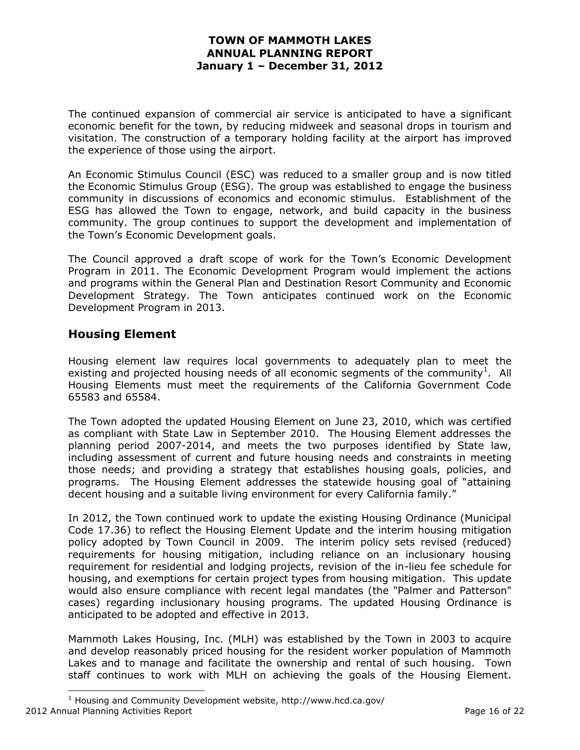The continued expansion of commercial air service is anticipated to have a significant economic benefit for the town, by reducing midweek and seasonal drops in tourism and visitation. The construction of a temporary holding facility at the airport has improved the experience of those using the airport.

An Economic Stimulus Council (ESC) was reduced to a smaller group and is now titled the Economic Stimulus Group (ESG). The group was established to engage the business community in discussions of economics and economic stimulus. Establishment of the ESG has allowed the Town to engage, network, and build capacity in the business community. The group continues to support the development and implementation of the Town's Economic Development goals.

The Council approved a draft scope of work for the Town's Economic Development Program in 2011. The Economic Development Program would implement the actions and programs within the General Plan and Destination Resort Community and Economic Development Strategy. The Town anticipates continued work on the Economic Development Program in 2013.

## Housing Element

Housing element law requires local governments to adequately plan to meet the existing and projected housing needs of all economic segments of the community[1]. All Housing Elements must meet the requirements of the California Government Code 65583 and 65584.

The Town adopted the updated Housing Element on June 23, 2010, which was certified as compliant with State Law in September 2010. The Housing Element addresses the planning period 2007-2014, and meets the two purposes identified by State law, including assessment of current and future housing needs and constraints in meeting those needs; and providing a strategy that establishes housing goals, policies, and programs. The Housing Element addresses the statewide housing goal of "attaining decent housing and a suitable living environment for every California family."

In 2012, the Town continued work to update the existing Housing Ordinance (Municipal Code 17.36) to reflect the Housing Element Update and the interim housing mitigation policy adopted by Town Council in 2009. The interim policy sets revised (reduced) requirements for housing mitigation, including reliance on an inclusionary housing requirement for residential and lodging projects, revision of the in-lieu fee schedule for housing, and exemptions for certain project types from housing mitigation. This update would also ensure compliance with recent legal mandates (the "Palmer and Patterson" cases) regarding inclusionary housing programs. The updated Housing Ordinance is anticipated to be adopted and effective in 2013.

Mammoth Lakes Housing, Inc. (MLH) was established by the Town in 2003 to acquire and develop reasonably priced housing for the resident worker population of Mammoth Lakes and to manage and facilitate the ownership and rental of such housing. Town staff continues to work with MLH on achieving the goals of the Housing Element.

[1] Housing and Community Development website, http://www.hcd.ca.gov/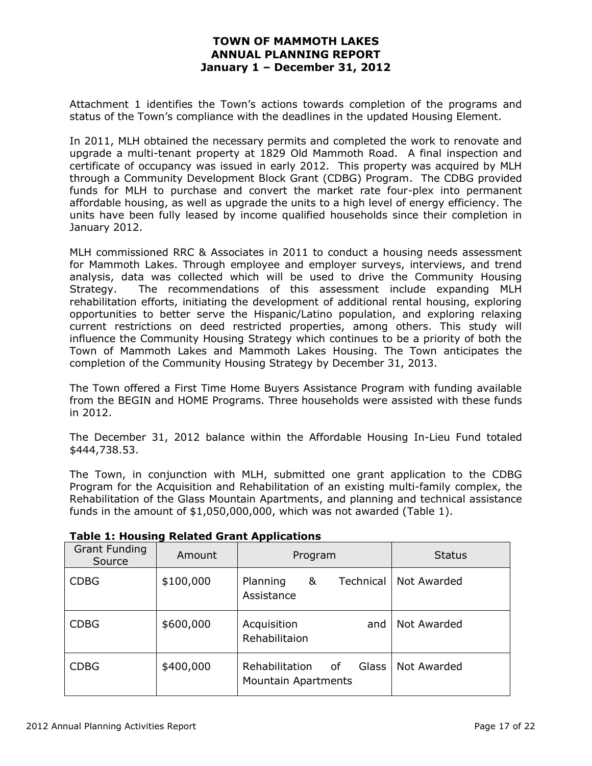# TOWN OF MAMMOTH LAKES
# ANNUAL PLANNING REPORT
# January 1 – December 31, 2012

Attachment 1 identifies the Town's actions towards completion of the programs and status of the Town's compliance with the deadlines in the updated Housing Element.

In 2011, MLH obtained the necessary permits and completed the work to renovate and upgrade a multi-tenant property at 1829 Old Mammoth Road. A final inspection and certificate of occupancy was issued in early 2012. This property was acquired by MLH through a Community Development Block Grant (CDBG) Program. The CDBG provided funds for MLH to purchase and convert the market rate four-plex into permanent affordable housing, as well as upgrade the units to a high level of energy efficiency. The units have been fully leased by income qualified households since their completion in January 2012.

MLH commissioned RRC & Associates in 2011 to conduct a housing needs assessment for Mammoth Lakes. Through employee and employer surveys, interviews, and trend analysis, data was collected which will be used to drive the Community Housing Strategy. The recommendations of this assessment include expanding MLH rehabilitation efforts, initiating the development of additional rental housing, exploring opportunities to better serve the Hispanic/Latino population, and exploring relaxing current restrictions on deed restricted properties, among others. This study will influence the Community Housing Strategy which continues to be a priority of both the Town of Mammoth Lakes and Mammoth Lakes Housing. The Town anticipates the completion of the Community Housing Strategy by December 31, 2013.

The Town offered a First Time Home Buyers Assistance Program with funding available from the BEGIN and HOME Programs. Three households were assisted with these funds in 2012.

The December 31, 2012 balance within the Affordable Housing In-Lieu Fund totaled $444,738.53.

The Town, in conjunction with MLH, submitted one grant application to the CDBG Program for the Acquisition and Rehabilitation of an existing multi-family complex, the Rehabilitation of the Glass Mountain Apartments, and planning and technical assistance funds in the amount of $1,050,000,000, which was not awarded (Table 1).

**Table 1: Housing Related Grant Applications**

| Grant Funding Source | Amount | Program | Status |
|---|---|---|---|
| CDBG | $100,000 | Planning & Technical Assistance | Not Awarded |
| CDBG | $600,000 | Acquisition and Rehabilitaion | Not Awarded |
| CDBG | $400,000 | Rehabilitation of Glass Mountain Apartments | Not Awarded |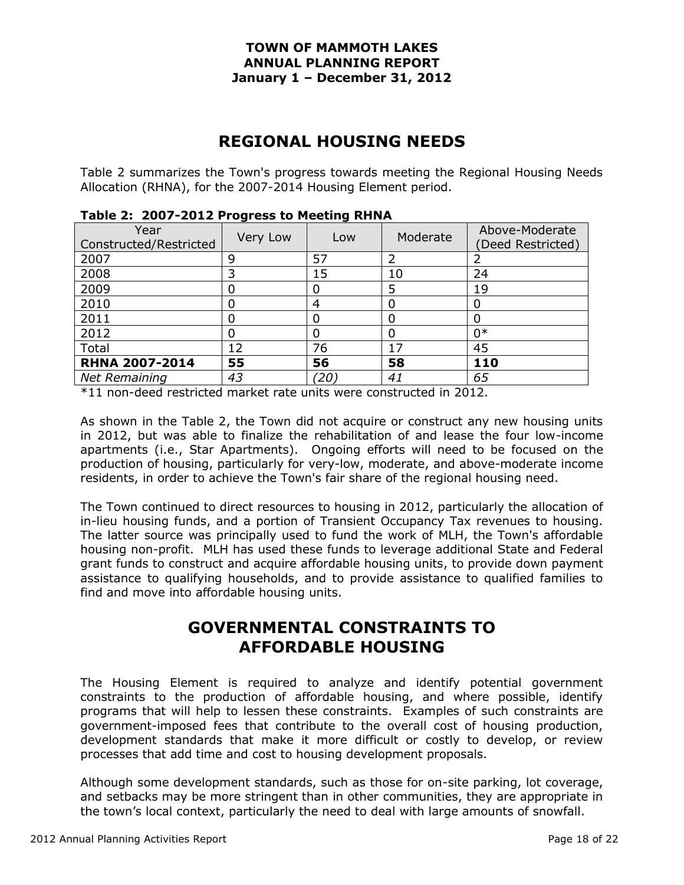# REGIONAL HOUSING NEEDS

Table 2 summarizes the Town's progress towards meeting the Regional Housing Needs Allocation (RHNA), for the 2007-2014 Housing Element period.

**Table 2: 2007-2012 Progress to Meeting RHNA**

| Year Constructed/Restricted | Very Low | Low | Moderate | Above-Moderate (Deed Restricted) |
|---|---|---|---|---|
| 2007 | 9 | 57 | 2 | 2 |
| 2008 | 3 | 15 | 10 | 24 |
| 2009 | 0 | 0 | 5 | 19 |
| 2010 | 0 | 4 | 0 | 0 |
| 2011 | 0 | 0 | 0 | 0 |
| 2012 | 0 | 0 | 0 | 0* |
| Total | 12 | 76 | 17 | 45 |
| **RHNA 2007-2014** | **55** | **56** | **58** | **110** |
| *Net Remaining* | *43* | *(20)* | *41* | *65* |

*11 non-deed restricted market rate units were constructed in 2012.

As shown in the Table 2, the Town did not acquire or construct any new housing units in 2012, but was able to finalize the rehabilitation of and lease the four low-income apartments (i.e., Star Apartments). Ongoing efforts will need to be focused on the production of housing, particularly for very-low, moderate, and above-moderate income residents, in order to achieve the Town's fair share of the regional housing need.

The Town continued to direct resources to housing in 2012, particularly the allocation of in-lieu housing funds, and a portion of Transient Occupancy Tax revenues to housing. The latter source was principally used to fund the work of MLH, the Town's affordable housing non-profit. MLH has used these funds to leverage additional State and Federal grant funds to construct and acquire affordable housing units, to provide down payment assistance to qualifying households, and to provide assistance to qualified families to find and move into affordable housing units.

# GOVERNMENTAL CONSTRAINTS TO AFFORDABLE HOUSING

The Housing Element is required to analyze and identify potential government constraints to the production of affordable housing, and where possible, identify programs that will help to lessen these constraints. Examples of such constraints are government-imposed fees that contribute to the overall cost of housing production, development standards that make it more difficult or costly to develop, or review processes that add time and cost to housing development proposals.

Although some development standards, such as those for on-site parking, lot coverage, and setbacks may be more stringent than in other communities, they are appropriate in the town's local context, particularly the need to deal with large amounts of snowfall.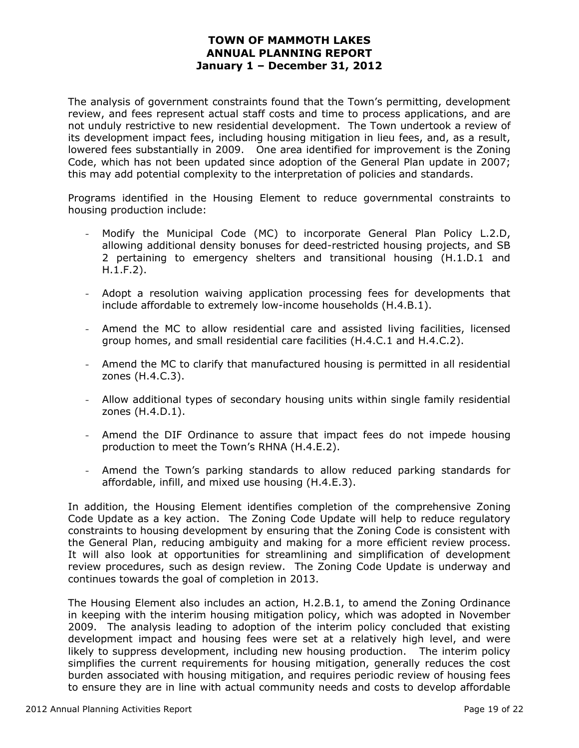The analysis of government constraints found that the Town's permitting, development review, and fees represent actual staff costs and time to process applications, and are not unduly restrictive to new residential development. The Town undertook a review of its development impact fees, including housing mitigation in lieu fees, and, as a result, lowered fees substantially in 2009. One area identified for improvement is the Zoning Code, which has not been updated since adoption of the General Plan update in 2007; this may add potential complexity to the interpretation of policies and standards.

Programs identified in the Housing Element to reduce governmental constraints to housing production include:

- Modify the Municipal Code (MC) to incorporate General Plan Policy L.2.D, allowing additional density bonuses for deed-restricted housing projects, and SB 2 pertaining to emergency shelters and transitional housing (H.1.D.1 and H.1.F.2).
- Adopt a resolution waiving application processing fees for developments that include affordable to extremely low-income households (H.4.B.1).
- Amend the MC to allow residential care and assisted living facilities, licensed group homes, and small residential care facilities (H.4.C.1 and H.4.C.2).
- Amend the MC to clarify that manufactured housing is permitted in all residential zones (H.4.C.3).
- Allow additional types of secondary housing units within single family residential zones (H.4.D.1).
- Amend the DIF Ordinance to assure that impact fees do not impede housing production to meet the Town's RHNA (H.4.E.2).
- Amend the Town's parking standards to allow reduced parking standards for affordable, infill, and mixed use housing (H.4.E.3).

In addition, the Housing Element identifies completion of the comprehensive Zoning Code Update as a key action. The Zoning Code Update will help to reduce regulatory constraints to housing development by ensuring that the Zoning Code is consistent with the General Plan, reducing ambiguity and making for a more efficient review process. It will also look at opportunities for streamlining and simplification of development review procedures, such as design review. The Zoning Code Update is underway and continues towards the goal of completion in 2013.

The Housing Element also includes an action, H.2.B.1, to amend the Zoning Ordinance in keeping with the interim housing mitigation policy, which was adopted in November 2009. The analysis leading to adoption of the interim policy concluded that existing development impact and housing fees were set at a relatively high level, and were likely to suppress development, including new housing production. The interim policy simplifies the current requirements for housing mitigation, generally reduces the cost burden associated with housing mitigation, and requires periodic review of housing fees to ensure they are in line with actual community needs and costs to develop affordable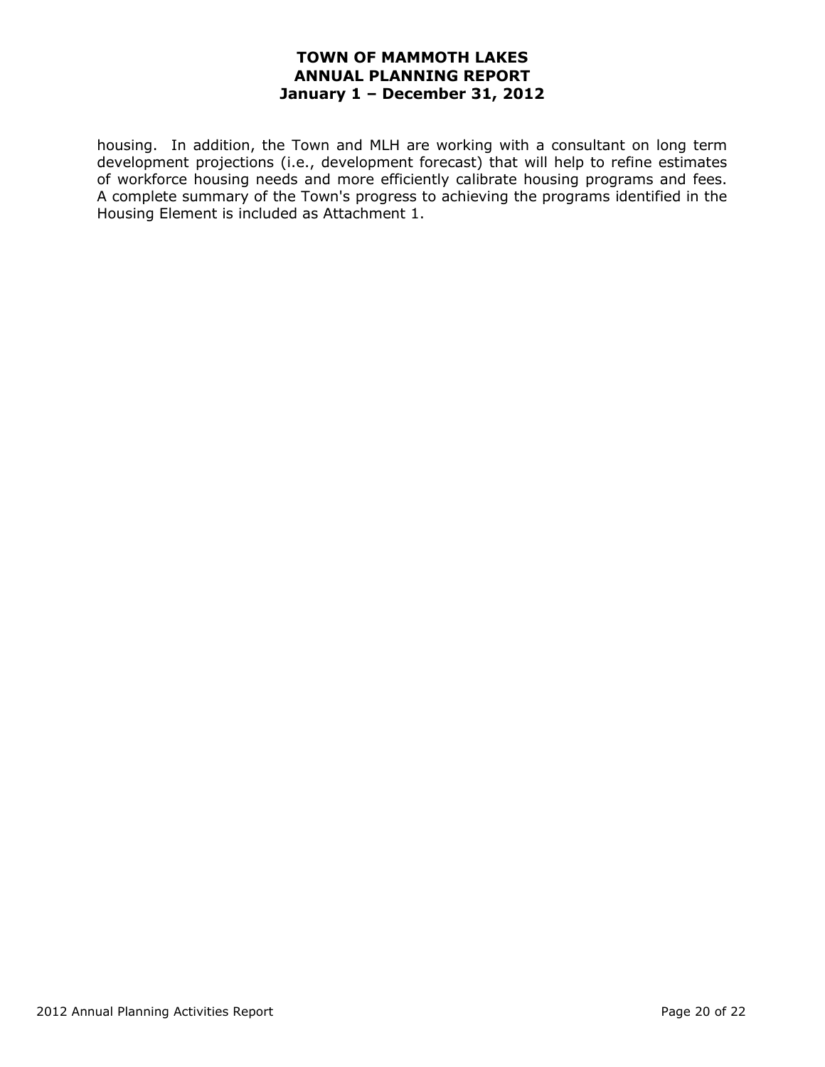housing. In addition, the Town and MLH are working with a consultant on long term development projections (i.e., development forecast) that will help to refine estimates of workforce housing needs and more efficiently calibrate housing programs and fees. A complete summary of the Town's progress to achieving the programs identified in the Housing Element is included as Attachment 1.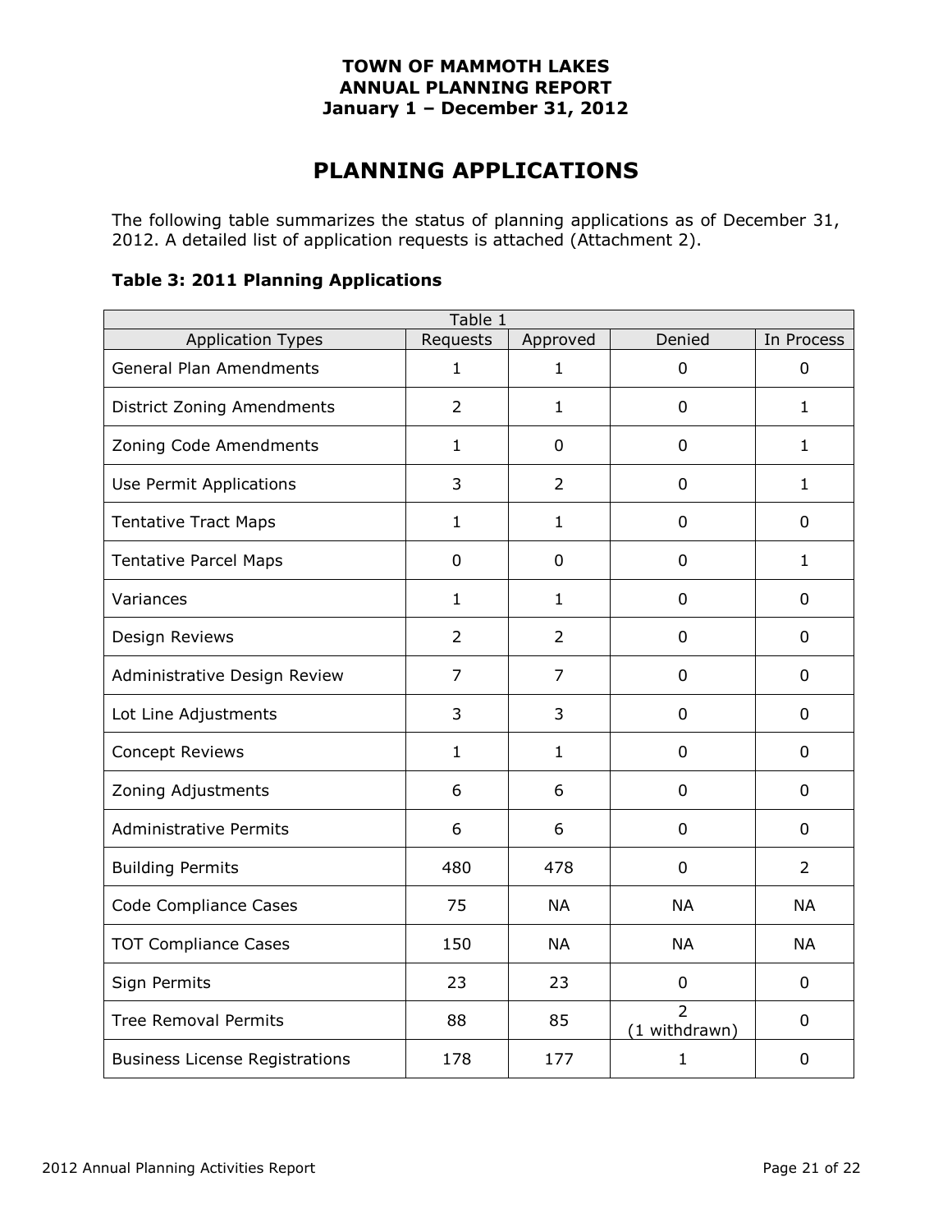**TOWN OF MAMMOTH LAKES**
**ANNUAL PLANNING REPORT**
**January 1 – December 31, 2012**

# PLANNING APPLICATIONS

The following table summarizes the status of planning applications as of December 31, 2012. A detailed list of application requests is attached (Attachment 2).

### Table 3: 2011 Planning Applications

| Table 1 | | | | |
|---|---|---|---|---|
| Application Types | Requests | Approved | Denied | In Process |
| General Plan Amendments | 1 | 1 | 0 | 0 |
| District Zoning Amendments | 2 | 1 | 0 | 1 |
| Zoning Code Amendments | 1 | 0 | 0 | 1 |
| Use Permit Applications | 3 | 2 | 0 | 1 |
| Tentative Tract Maps | 1 | 1 | 0 | 0 |
| Tentative Parcel Maps | 0 | 0 | 0 | 1 |
| Variances | 1 | 1 | 0 | 0 |
| Design Reviews | 2 | 2 | 0 | 0 |
| Administrative Design Review | 7 | 7 | 0 | 0 |
| Lot Line Adjustments | 3 | 3 | 0 | 0 |
| Concept Reviews | 1 | 1 | 0 | 0 |
| Zoning Adjustments | 6 | 6 | 0 | 0 |
| Administrative Permits | 6 | 6 | 0 | 0 |
| Building Permits | 480 | 478 | 0 | 2 |
| Code Compliance Cases | 75 | NA | NA | NA |
| TOT Compliance Cases | 150 | NA | NA | NA |
| Sign Permits | 23 | 23 | 0 | 0 |
| Tree Removal Permits | 88 | 85 | 2 (1 withdrawn) | 0 |
| Business License Registrations | 178 | 177 | 1 | 0 |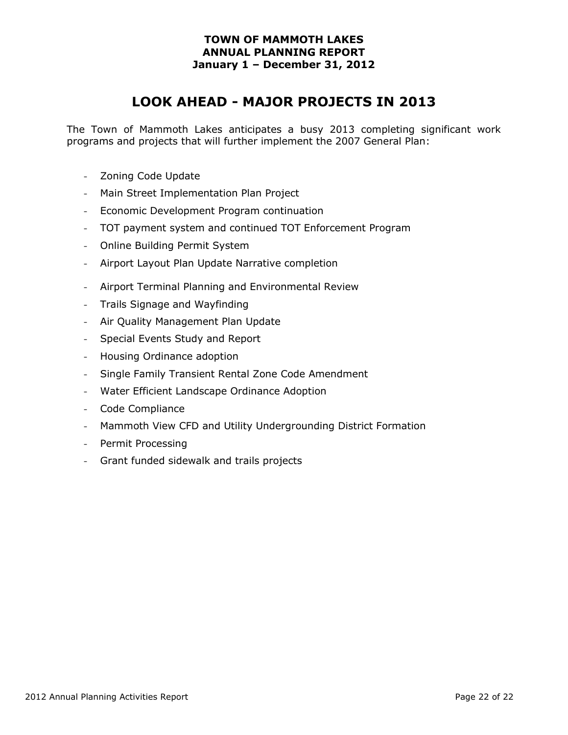**TOWN OF MAMMOTH LAKES**
**ANNUAL PLANNING REPORT**
**January 1 – December 31, 2012**

# LOOK AHEAD - MAJOR PROJECTS IN 2013

The Town of Mammoth Lakes anticipates a busy 2013 completing significant work programs and projects that will further implement the 2007 General Plan:

- Zoning Code Update
- Main Street Implementation Plan Project
- Economic Development Program continuation
- TOT payment system and continued TOT Enforcement Program
- Online Building Permit System
- Airport Layout Plan Update Narrative completion
- Airport Terminal Planning and Environmental Review
- Trails Signage and Wayfinding
- Air Quality Management Plan Update
- Special Events Study and Report
- Housing Ordinance adoption
- Single Family Transient Rental Zone Code Amendment
- Water Efficient Landscape Ordinance Adoption
- Code Compliance
- Mammoth View CFD and Utility Undergrounding District Formation
- Permit Processing
- Grant funded sidewalk and trails projects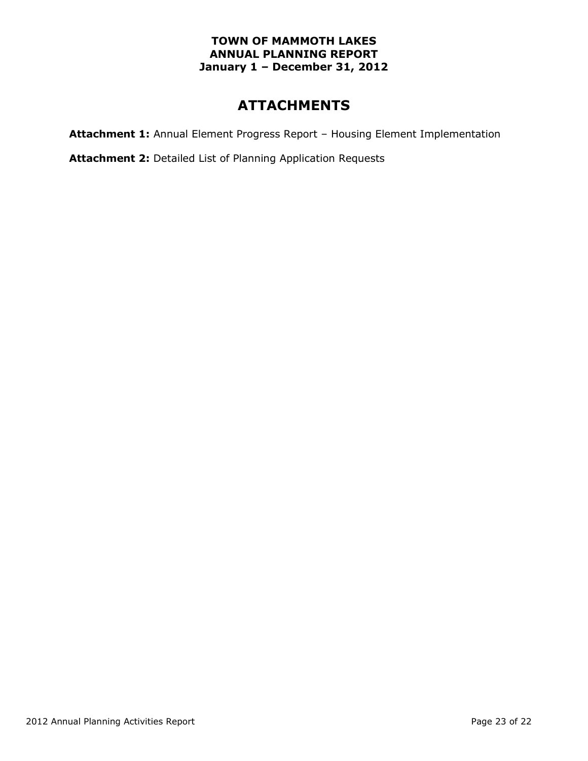**TOWN OF MAMMOTH LAKES**
**ANNUAL PLANNING REPORT**
**January 1 – December 31, 2012**

# ATTACHMENTS

**Attachment 1:** Annual Element Progress Report – Housing Element Implementation

**Attachment 2:** Detailed List of Planning Application Requests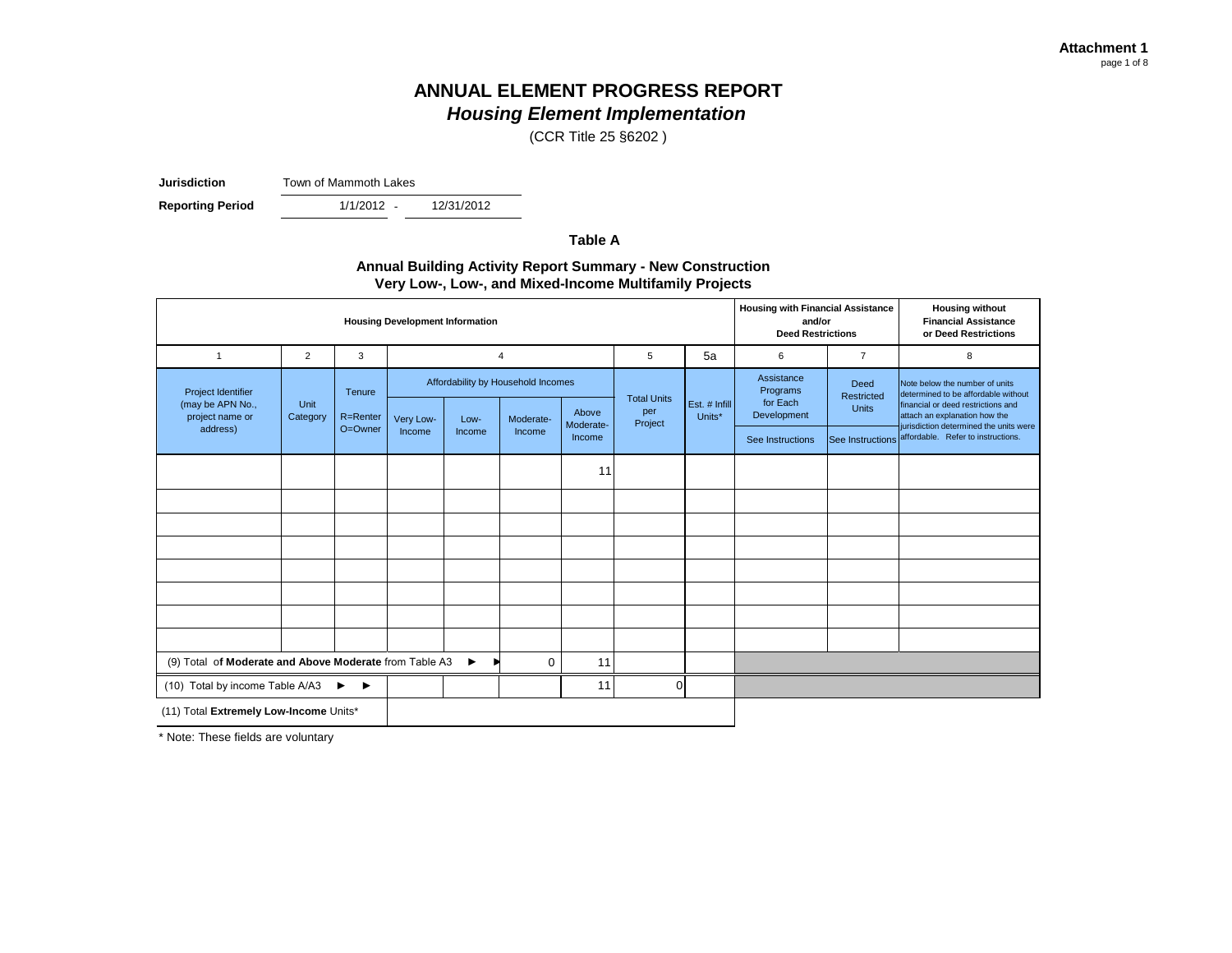Attachment 1

# ANNUAL ELEMENT PROGRESS REPORT

## *Housing Element Implementation*

(CCR Title 25 §6202 )

**Jurisdiction** Town of Mammoth Lakes

**Reporting Period** 1/1/2012 - 12/31/2012

### Table A

**Annual Building Activity Report Summary - New Construction**
**Very Low-, Low-, and Mixed-Income Multifamily Projects**

| **Housing Development Information** | | | | | | | | | **Housing with Financial Assistance and/or Deed Restrictions** | | **Housing without Financial Assistance or Deed Restrictions** |
|---|---|---|---|---|---|---|---|---|---|---|---|
| 1 | 2 | 3 | 4 | | | | 5 | 5a | 6 | 7 | 8 |
| Project Identifier (may be APN No., project name or address) | Unit Category | Tenure R=Renter O=Owner | Affordability by Household Incomes | | | | Total Units per Project | Est. # Infill Units* | Assistance Programs for Each Development | Deed Restricted Units | Note below the number of units determined to be affordable without financial or deed restrictions and attach an explanation how the jurisdiction determined the units were affordable. Refer to instructions. |
| | | | Very Low-Income | Low-Income | Moderate-Income | Above Moderate-Income | | | See Instructions | See Instructions | |
| | | | | | | 11 | | | | | |
| | | | | | | | | | | | |
| | | | | | | | | | | | |
| | | | | | | | | | | | |
| | | | | | | | | | | | |
| | | | | | | | | | | | |
| | | | | | | | | | | | |
| | | | | | | | | | | | |
| (9) Total of **Moderate and Above Moderate** from Table A3 ► ► | | | | | 0 | 11 | | | | | |
| (10) Total by income Table A/A3 ► ► | | | | | | 11 | 0 | | | | |
| (11) Total **Extremely Low-Income** Units* | | | | | | | | | | | |

\* Note: These fields are voluntary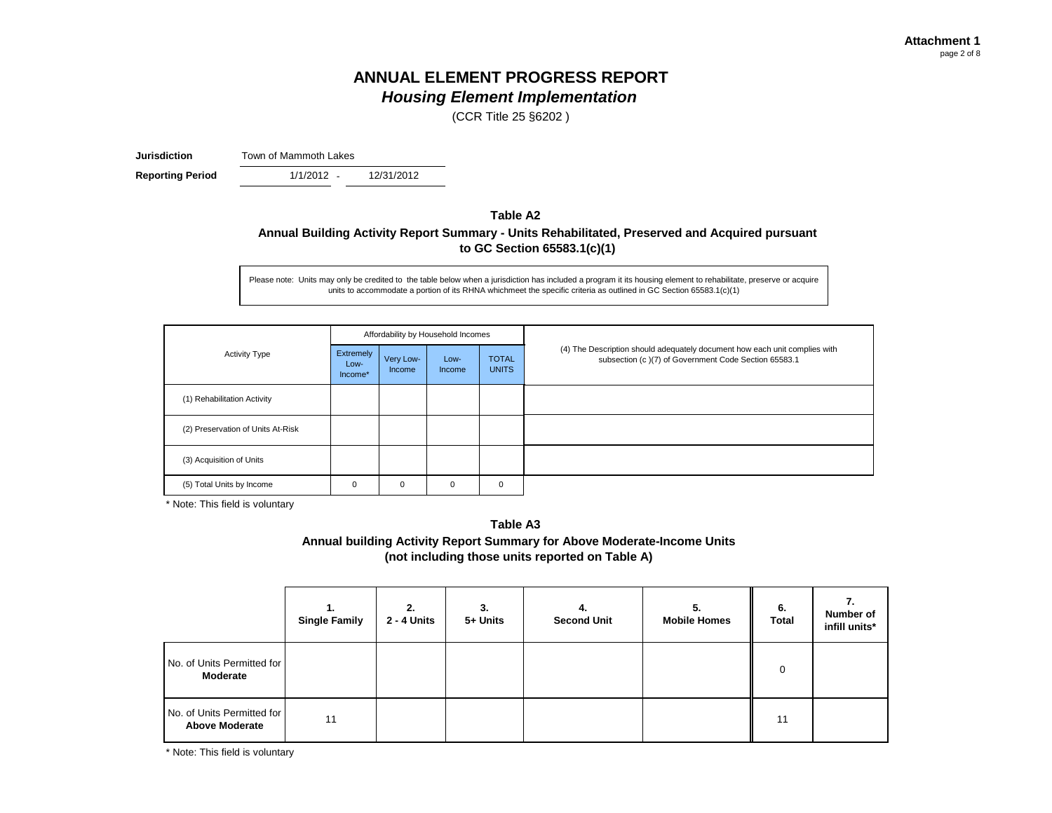**Attachment 1**
page 2 of 8

# ANNUAL ELEMENT PROGRESS REPORT
## *Housing Element Implementation*

(CCR Title 25 §6202 )

**Jurisdiction** Town of Mammoth Lakes

**Reporting Period** 1/1/2012 - 12/31/2012

### Table A2

### Annual Building Activity Report Summary - Units Rehabilitated, Preserved and Acquired pursuant to GC Section 65583.1(c)(1)

Please note: Units may only be credited to the table below when a jurisdiction has included a program it its housing element to rehabilitate, preserve or acquire units to accommodate a portion of its RHNA whichmeet the specific criteria as outlined in GC Section 65583.1(c)(1)

| Activity Type | Affordability by Household Incomes | | | | (4) The Description should adequately document how each unit complies with subsection (c )(7) of Government Code Section 65583.1 |
|---|---|---|---|---|---|
| | Extremely Low-Income* | Very Low-Income | Low-Income | TOTAL UNITS | |
| (1) Rehabilitation Activity | | | | | |
| (2) Preservation of Units At-Risk | | | | | |
| (3) Acquisition of Units | | | | | |
| (5) Total Units by Income | 0 | 0 | 0 | 0 | |

\* Note: This field is voluntary

### Table A3

### Annual building Activity Report Summary for Above Moderate-Income Units (not including those units reported on Table A)

| | 1. Single Family | 2. 2 - 4 Units | 3. 5+ Units | 4. Second Unit | 5. Mobile Homes | 6. Total | 7. Number of infill units* |
|---|---|---|---|---|---|---|---|
| No. of Units Permitted for **Moderate** | | | | | | 0 | |
| No. of Units Permitted for **Above Moderate** | 11 | | | | | 11 | |

\* Note: This field is voluntary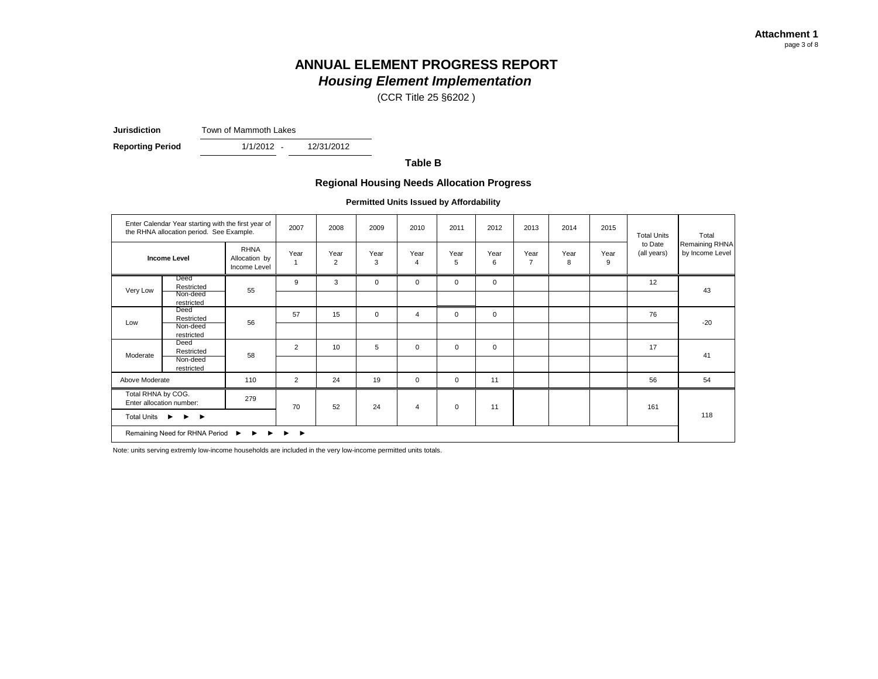**Attachment 1**
page 3 of 8

# ANNUAL ELEMENT PROGRESS REPORT
## *Housing Element Implementation*

(CCR Title 25 §6202 )

**Jurisdiction** Town of Mammoth Lakes

**Reporting Period** 1/1/2012 - 12/31/2012

### Table B

### Regional Housing Needs Allocation Progress

**Permitted Units Issued by Affordability**

| Enter Calendar Year starting with the first year of the RHNA allocation period. See Example. | | | 2007 | 2008 | 2009 | 2010 | 2011 | 2012 | 2013 | 2014 | 2015 | Total Units to Date (all years) | Total Remaining RHNA by Income Level |
|---|---|---|---|---|---|---|---|---|---|---|---|---|---|
| **Income Level** | | RHNA Allocation by Income Level | Year 1 | Year 2 | Year 3 | Year 4 | Year 5 | Year 6 | Year 7 | Year 8 | Year 9 | | |
| Very Low | Deed Restricted | 55 | 9 | 3 | 0 | 0 | 0 | 0 | | | | 12 | 43 |
| | Non-deed restricted | | | | | | | | | | | | |
| Low | Deed Restricted | 56 | 57 | 15 | 0 | 4 | 0 | 0 | | | | 76 | -20 |
| | Non-deed restricted | | | | | | | | | | | | |
| Moderate | Deed Restricted | 58 | 2 | 10 | 5 | 0 | 0 | 0 | | | | 17 | 41 |
| | Non-deed restricted | | | | | | | | | | | | |
| Above Moderate | | 110 | 2 | 24 | 19 | 0 | 0 | 11 | | | | 56 | 54 |
| Total RHNA by COG. Enter allocation number: | | 279 | 70 | 52 | 24 | 4 | 0 | 11 | | | | 161 | 118 |
| Total Units ► ► ► | | | | | | | | | | | | | |
| Remaining Need for RHNA Period ► ► ► ► ► | | | | | | | | | | | | | |

Note: units serving extremly low-income households are included in the very low-income permitted units totals.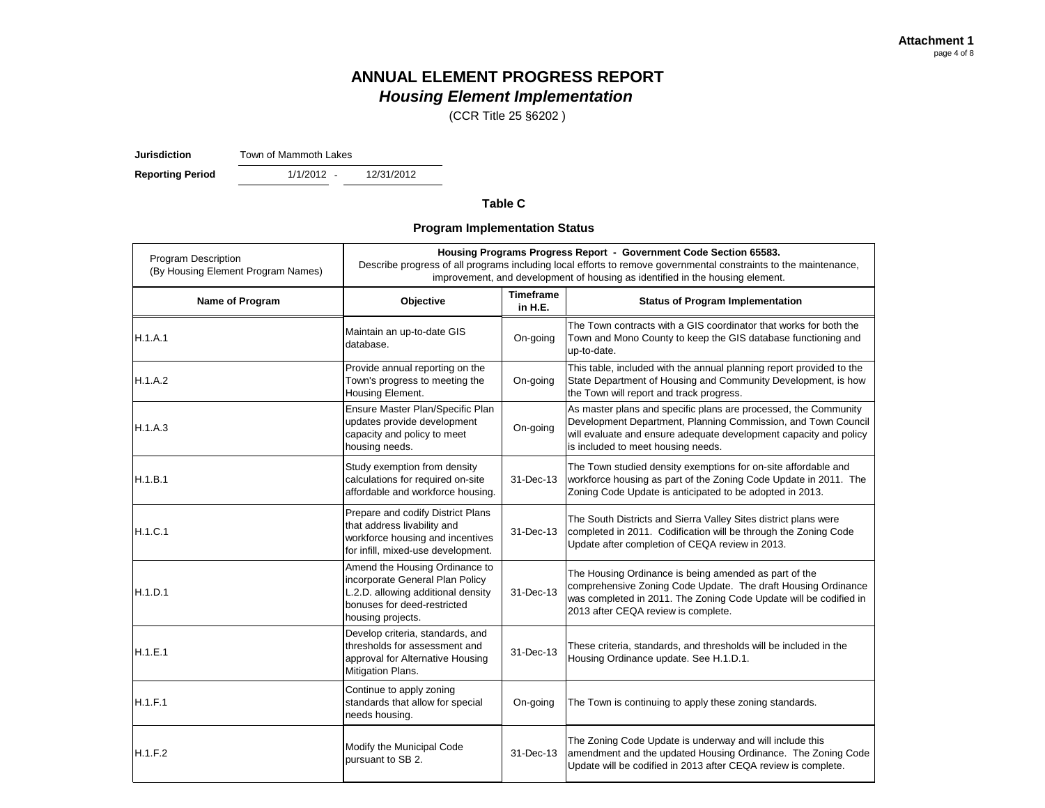**Attachment 1**

# ANNUAL ELEMENT PROGRESS REPORT

## *Housing Element Implementation*

(CCR Title 25 §6202 )

**Jurisdiction** Town of Mammoth Lakes

**Reporting Period** 1/1/2012 - 12/31/2012

### Table C

### Program Implementation Status

| Program Description (By Housing Element Program Names) | **Housing Programs Progress Report - Government Code Section 65583.** Describe progress of all programs including local efforts to remove governmental constraints to the maintenance, improvement, and development of housing as identified in the housing element. | | |
|---|---|---|---|
| **Name of Program** | **Objective** | **Timeframe in H.E.** | **Status of Program Implementation** |
| H.1.A.1 | Maintain an up-to-date GIS database. | On-going | The Town contracts with a GIS coordinator that works for both the Town and Mono County to keep the GIS database functioning and up-to-date. |
| H.1.A.2 | Provide annual reporting on the Town's progress to meeting the Housing Element. | On-going | This table, included with the annual planning report provided to the State Department of Housing and Community Development, is how the Town will report and track progress. |
| H.1.A.3 | Ensure Master Plan/Specific Plan updates provide development capacity and policy to meet housing needs. | On-going | As master plans and specific plans are processed, the Community Development Department, Planning Commission, and Town Council will evaluate and ensure adequate development capacity and policy is included to meet housing needs. |
| H.1.B.1 | Study exemption from density calculations for required on-site affordable and workforce housing. | 31-Dec-13 | The Town studied density exemptions for on-site affordable and workforce housing as part of the Zoning Code Update in 2011. The Zoning Code Update is anticipated to be adopted in 2013. |
| H.1.C.1 | Prepare and codify District Plans that address livability and workforce housing and incentives for infill, mixed-use development. | 31-Dec-13 | The South Districts and Sierra Valley Sites district plans were completed in 2011. Codification will be through the Zoning Code Update after completion of CEQA review in 2013. |
| H.1.D.1 | Amend the Housing Ordinance to incorporate General Plan Policy L.2.D. allowing additional density bonuses for deed-restricted housing projects. | 31-Dec-13 | The Housing Ordinance is being amended as part of the comprehensive Zoning Code Update. The draft Housing Ordinance was completed in 2011. The Zoning Code Update will be codified in 2013 after CEQA review is complete. |
| H.1.E.1 | Develop criteria, standards, and thresholds for assessment and approval for Alternative Housing Mitigation Plans. | 31-Dec-13 | These criteria, standards, and thresholds will be included in the Housing Ordinance update. See H.1.D.1. |
| H.1.F.1 | Continue to apply zoning standards that allow for special needs housing. | On-going | The Town is continuing to apply these zoning standards. |
| H.1.F.2 | Modify the Municipal Code pursuant to SB 2. | 31-Dec-13 | The Zoning Code Update is underway and will include this amendment and the updated Housing Ordinance. The Zoning Code Update will be codified in 2013 after CEQA review is complete. |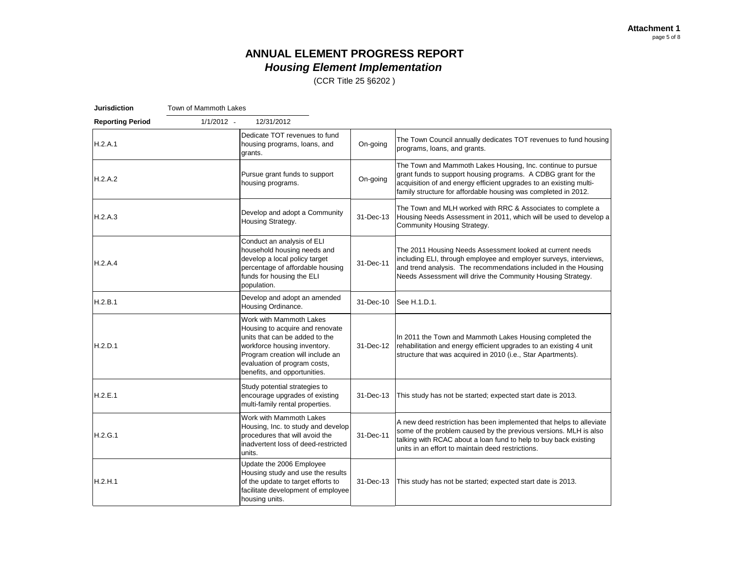**Attachment 1**

# ANNUAL ELEMENT PROGRESS REPORT
## *Housing Element Implementation*

(CCR Title 25 §6202 )

**Jurisdiction** Town of Mammoth Lakes

**Reporting Period** 1/1/2012 - 12/31/2012

| | | | |
|---|---|---|---|
| H.2.A.1 | Dedicate TOT revenues to fund housing programs, loans, and grants. | On-going | The Town Council annually dedicates TOT revenues to fund housing programs, loans, and grants. |
| H.2.A.2 | Pursue grant funds to support housing programs. | On-going | The Town and Mammoth Lakes Housing, Inc. continue to pursue grant funds to support housing programs. A CDBG grant for the acquisition of and energy efficient upgrades to an existing multi-family structure for affordable housing was completed in 2012. |
| H.2.A.3 | Develop and adopt a Community Housing Strategy. | 31-Dec-13 | The Town and MLH worked with RRC & Associates to complete a Housing Needs Assessment in 2011, which will be used to develop a Community Housing Strategy. |
| H.2.A.4 | Conduct an analysis of ELI household housing needs and develop a local policy target percentage of affordable housing funds for housing the ELI population. | 31-Dec-11 | The 2011 Housing Needs Assessment looked at current needs including ELI, through employee and employer surveys, interviews, and trend analysis. The recommendations included in the Housing Needs Assessment will drive the Community Housing Strategy. |
| H.2.B.1 | Develop and adopt an amended Housing Ordinance. | 31-Dec-10 | See H.1.D.1. |
| H.2.D.1 | Work with Mammoth Lakes Housing to acquire and renovate units that can be added to the workforce housing inventory. Program creation will include an evaluation of program costs, benefits, and opportunities. | 31-Dec-12 | In 2011 the Town and Mammoth Lakes Housing completed the rehabilitation and energy efficient upgrades to an existing 4 unit structure that was acquired in 2010 (i.e., Star Apartments). |
| H.2.E.1 | Study potential strategies to encourage upgrades of existing multi-family rental properties. | 31-Dec-13 | This study has not be started; expected start date is 2013. |
| H.2.G.1 | Work with Mammoth Lakes Housing, Inc. to study and develop procedures that will avoid the inadvertent loss of deed-restricted units. | 31-Dec-11 | A new deed restriction has been implemented that helps to alleviate some of the problem caused by the previous versions. MLH is also talking with RCAC about a loan fund to help to buy back existing units in an effort to maintain deed restrictions. |
| H.2.H.1 | Update the 2006 Employee Housing study and use the results of the update to target efforts to facilitate development of employee housing units. | 31-Dec-13 | This study has not be started; expected start date is 2013. |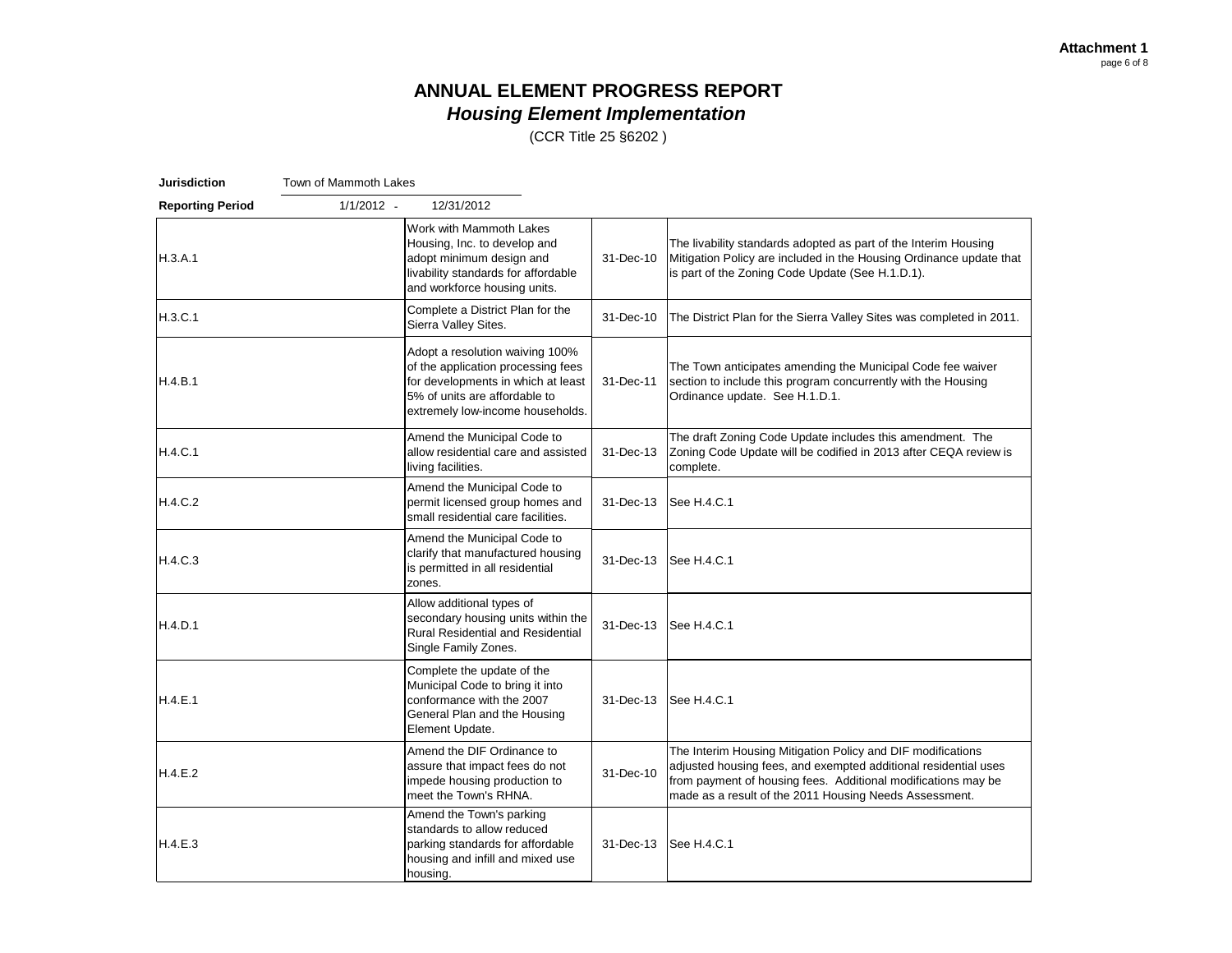**Attachment 1**

# ANNUAL ELEMENT PROGRESS REPORT
## *Housing Element Implementation*

(CCR Title 25 §6202 )

**Jurisdiction** Town of Mammoth Lakes

**Reporting Period** 1/1/2012 - 12/31/2012

| | | | |
|---|---|---|---|
| H.3.A.1 | Work with Mammoth Lakes Housing, Inc. to develop and adopt minimum design and livability standards for affordable and workforce housing units. | 31-Dec-10 | The livability standards adopted as part of the Interim Housing Mitigation Policy are included in the Housing Ordinance update that is part of the Zoning Code Update (See H.1.D.1). |
| H.3.C.1 | Complete a District Plan for the Sierra Valley Sites. | 31-Dec-10 | The District Plan for the Sierra Valley Sites was completed in 2011. |
| H.4.B.1 | Adopt a resolution waiving 100% of the application processing fees for developments in which at least 5% of units are affordable to extremely low-income households. | 31-Dec-11 | The Town anticipates amending the Municipal Code fee waiver section to include this program concurrently with the Housing Ordinance update. See H.1.D.1. |
| H.4.C.1 | Amend the Municipal Code to allow residential care and assisted living facilities. | 31-Dec-13 | The draft Zoning Code Update includes this amendment. The Zoning Code Update will be codified in 2013 after CEQA review is complete. |
| H.4.C.2 | Amend the Municipal Code to permit licensed group homes and small residential care facilities. | 31-Dec-13 | See H.4.C.1 |
| H.4.C.3 | Amend the Municipal Code to clarify that manufactured housing is permitted in all residential zones. | 31-Dec-13 | See H.4.C.1 |
| H.4.D.1 | Allow additional types of secondary housing units within the Rural Residential and Residential Single Family Zones. | 31-Dec-13 | See H.4.C.1 |
| H.4.E.1 | Complete the update of the Municipal Code to bring it into conformance with the 2007 General Plan and the Housing Element Update. | 31-Dec-13 | See H.4.C.1 |
| H.4.E.2 | Amend the DIF Ordinance to assure that impact fees do not impede housing production to meet the Town's RHNA. | 31-Dec-10 | The Interim Housing Mitigation Policy and DIF modifications adjusted housing fees, and exempted additional residential uses from payment of housing fees. Additional modifications may be made as a result of the 2011 Housing Needs Assessment. |
| H.4.E.3 | Amend the Town's parking standards to allow reduced parking standards for affordable housing and infill and mixed use housing. | 31-Dec-13 | See H.4.C.1 |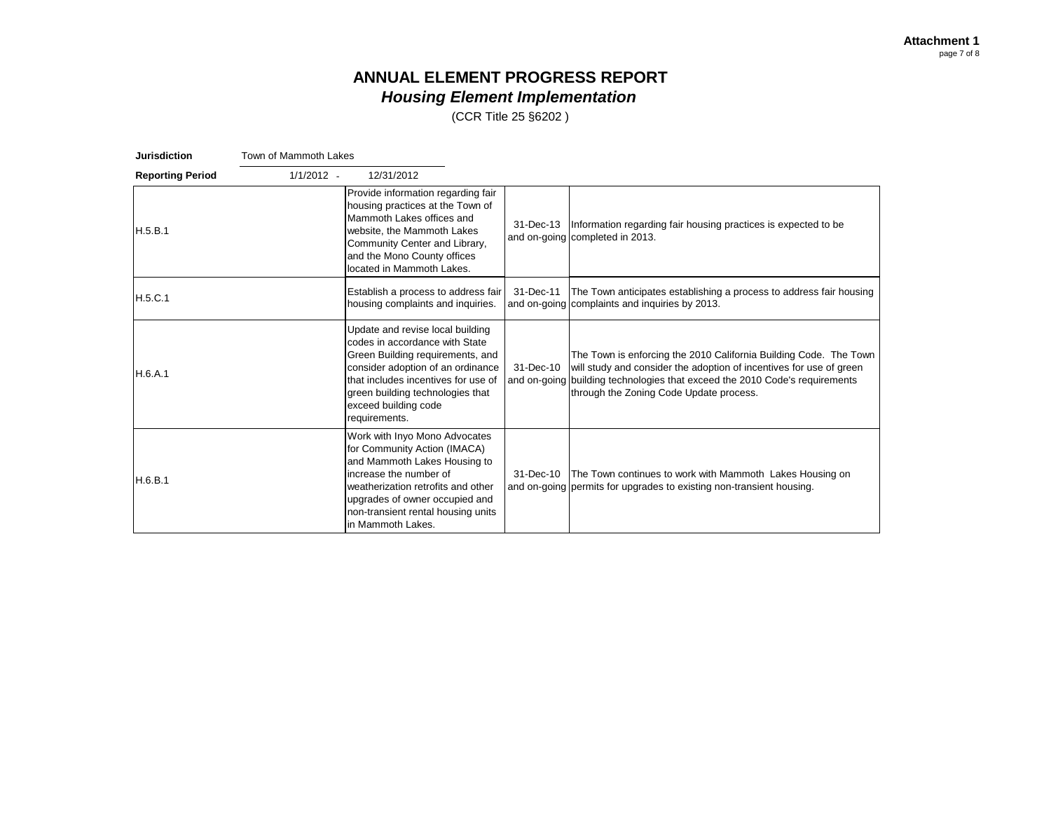**Attachment 1**

# ANNUAL ELEMENT PROGRESS REPORT
## *Housing Element Implementation*
(CCR Title 25 §6202 )

**Jurisdiction** Town of Mammoth Lakes

**Reporting Period** 1/1/2012 - 12/31/2012

| | | | |
|---|---|---|---|
| H.5.B.1 | Provide information regarding fair housing practices at the Town of Mammoth Lakes offices and website, the Mammoth Lakes Community Center and Library, and the Mono County offices located in Mammoth Lakes. | 31-Dec-13 and on-going | Information regarding fair housing practices is expected to be completed in 2013. |
| H.5.C.1 | Establish a process to address fair housing complaints and inquiries. | 31-Dec-11 and on-going | The Town anticipates establishing a process to address fair housing complaints and inquiries by 2013. |
| H.6.A.1 | Update and revise local building codes in accordance with State Green Building requirements, and consider adoption of an ordinance that includes incentives for use of green building technologies that exceed building code requirements. | 31-Dec-10 and on-going | The Town is enforcing the 2010 California Building Code. The Town will study and consider the adoption of incentives for use of green building technologies that exceed the 2010 Code's requirements through the Zoning Code Update process. |
| H.6.B.1 | Work with Inyo Mono Advocates for Community Action (IMACA) and Mammoth Lakes Housing to increase the number of weatherization retrofits and other upgrades of owner occupied and non-transient rental housing units in Mammoth Lakes. | 31-Dec-10 and on-going | The Town continues to work with Mammoth Lakes Housing on permits for upgrades to existing non-transient housing. |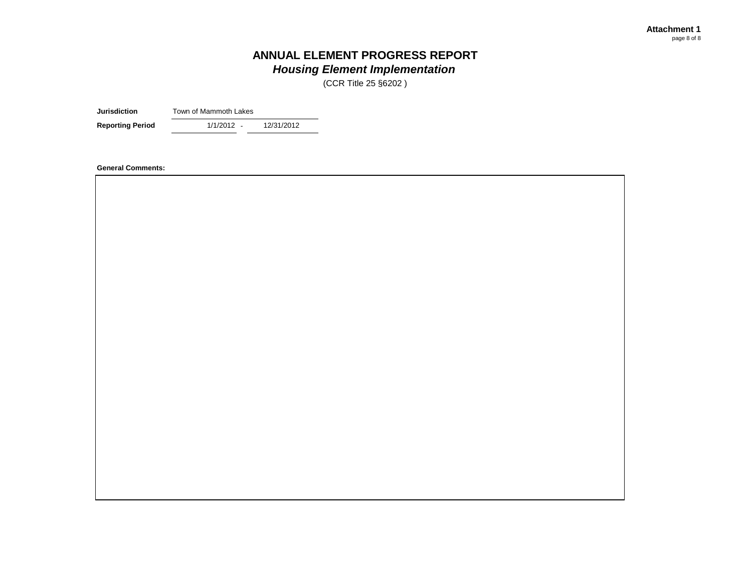# ANNUAL ELEMENT PROGRESS REPORT

## *Housing Element Implementation*

(CCR Title 25 §6202 )

| | |
|---|---|
| **Jurisdiction** | Town of Mammoth Lakes |
| **Reporting Period** | 1/1/2012 - 12/31/2012 |

**General Comments:**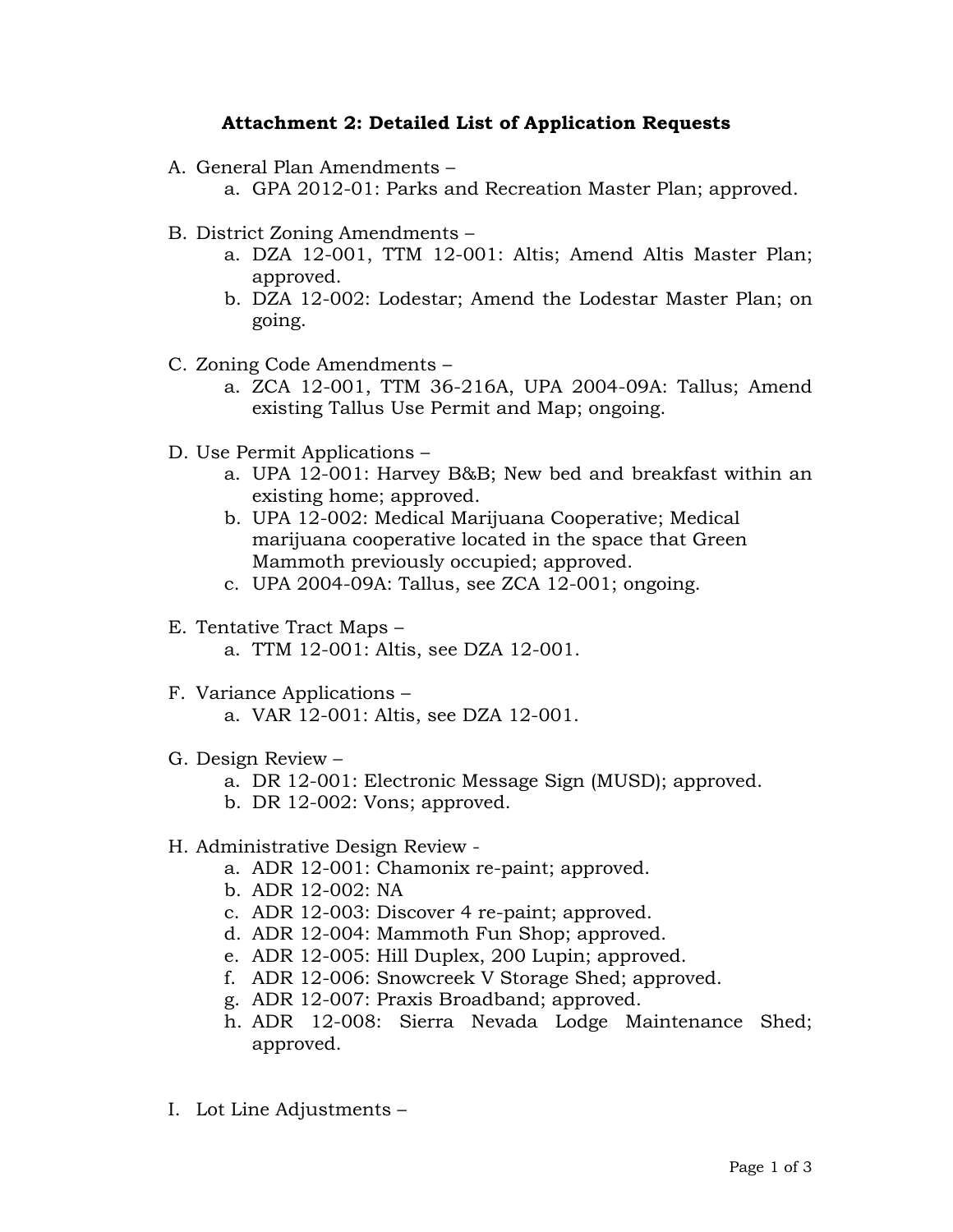**Attachment 2: Detailed List of Application Requests**

A. General Plan Amendments –
    a. GPA 2012-01: Parks and Recreation Master Plan; approved.

B. District Zoning Amendments –
    a. DZA 12-001, TTM 12-001: Altis; Amend Altis Master Plan; approved.
    b. DZA 12-002: Lodestar; Amend the Lodestar Master Plan; on going.

C. Zoning Code Amendments –
    a. ZCA 12-001, TTM 36-216A, UPA 2004-09A: Tallus; Amend existing Tallus Use Permit and Map; ongoing.

D. Use Permit Applications –
    a. UPA 12-001: Harvey B&B; New bed and breakfast within an existing home; approved.
    b. UPA 12-002: Medical Marijuana Cooperative; Medical marijuana cooperative located in the space that Green Mammoth previously occupied; approved.
    c. UPA 2004-09A: Tallus, see ZCA 12-001; ongoing.

E. Tentative Tract Maps –
    a. TTM 12-001: Altis, see DZA 12-001.

F. Variance Applications –
    a. VAR 12-001: Altis, see DZA 12-001.

G. Design Review –
    a. DR 12-001: Electronic Message Sign (MUSD); approved.
    b. DR 12-002: Vons; approved.

H. Administrative Design Review -
    a. ADR 12-001: Chamonix re-paint; approved.
    b. ADR 12-002: NA
    c. ADR 12-003: Discover 4 re-paint; approved.
    d. ADR 12-004: Mammoth Fun Shop; approved.
    e. ADR 12-005: Hill Duplex, 200 Lupin; approved.
    f. ADR 12-006: Snowcreek V Storage Shed; approved.
    g. ADR 12-007: Praxis Broadband; approved.
    h. ADR 12-008: Sierra Nevada Lodge Maintenance Shed; approved.

I. Lot Line Adjustments –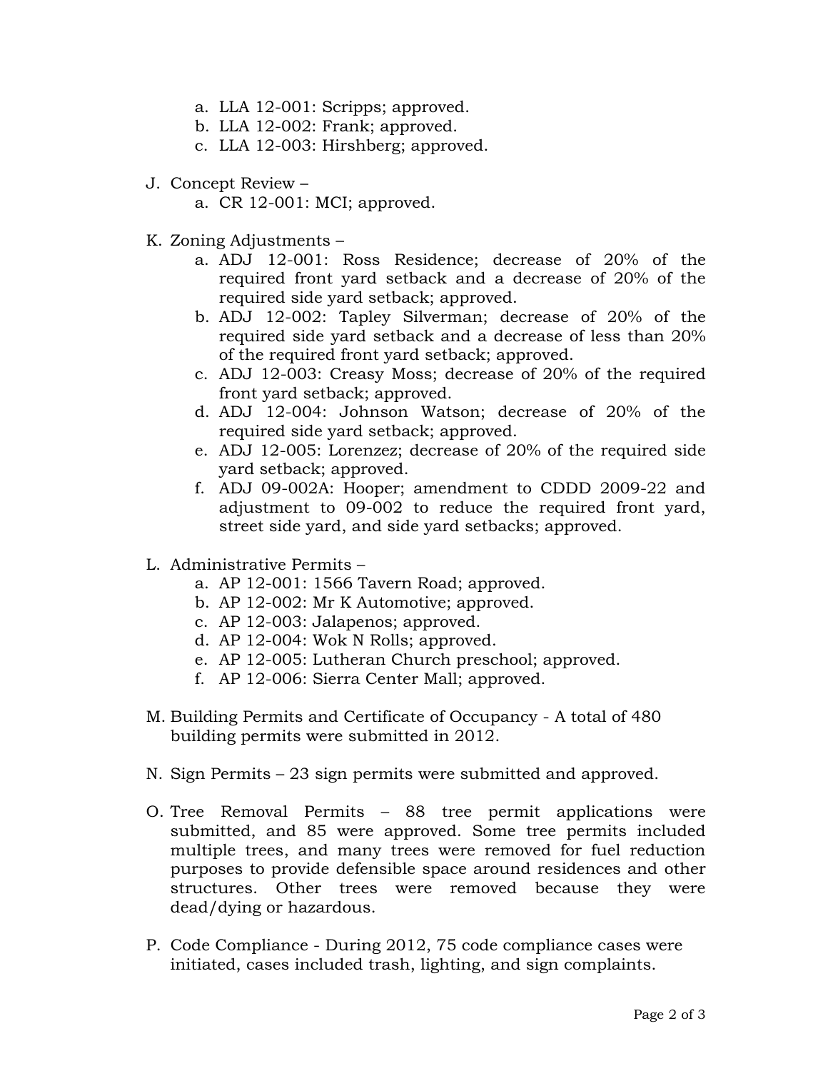a. LLA 12-001: Scripps; approved.
   b. LLA 12-002: Frank; approved.
   c. LLA 12-003: Hirshberg; approved.

J. Concept Review –
   a. CR 12-001: MCI; approved.

K. Zoning Adjustments –
   a. ADJ 12-001: Ross Residence; decrease of 20% of the required front yard setback and a decrease of 20% of the required side yard setback; approved.
   b. ADJ 12-002: Tapley Silverman; decrease of 20% of the required side yard setback and a decrease of less than 20% of the required front yard setback; approved.
   c. ADJ 12-003: Creasy Moss; decrease of 20% of the required front yard setback; approved.
   d. ADJ 12-004: Johnson Watson; decrease of 20% of the required side yard setback; approved.
   e. ADJ 12-005: Lorenzez; decrease of 20% of the required side yard setback; approved.
   f. ADJ 09-002A: Hooper; amendment to CDDD 2009-22 and adjustment to 09-002 to reduce the required front yard, street side yard, and side yard setbacks; approved.

L. Administrative Permits –
   a. AP 12-001: 1566 Tavern Road; approved.
   b. AP 12-002: Mr K Automotive; approved.
   c. AP 12-003: Jalapenos; approved.
   d. AP 12-004: Wok N Rolls; approved.
   e. AP 12-005: Lutheran Church preschool; approved.
   f. AP 12-006: Sierra Center Mall; approved.

M. Building Permits and Certificate of Occupancy - A total of 480 building permits were submitted in 2012.

N. Sign Permits – 23 sign permits were submitted and approved.

O. Tree Removal Permits – 88 tree permit applications were submitted, and 85 were approved. Some tree permits included multiple trees, and many trees were removed for fuel reduction purposes to provide defensible space around residences and other structures. Other trees were removed because they were dead/dying or hazardous.

P. Code Compliance - During 2012, 75 code compliance cases were initiated, cases included trash, lighting, and sign complaints.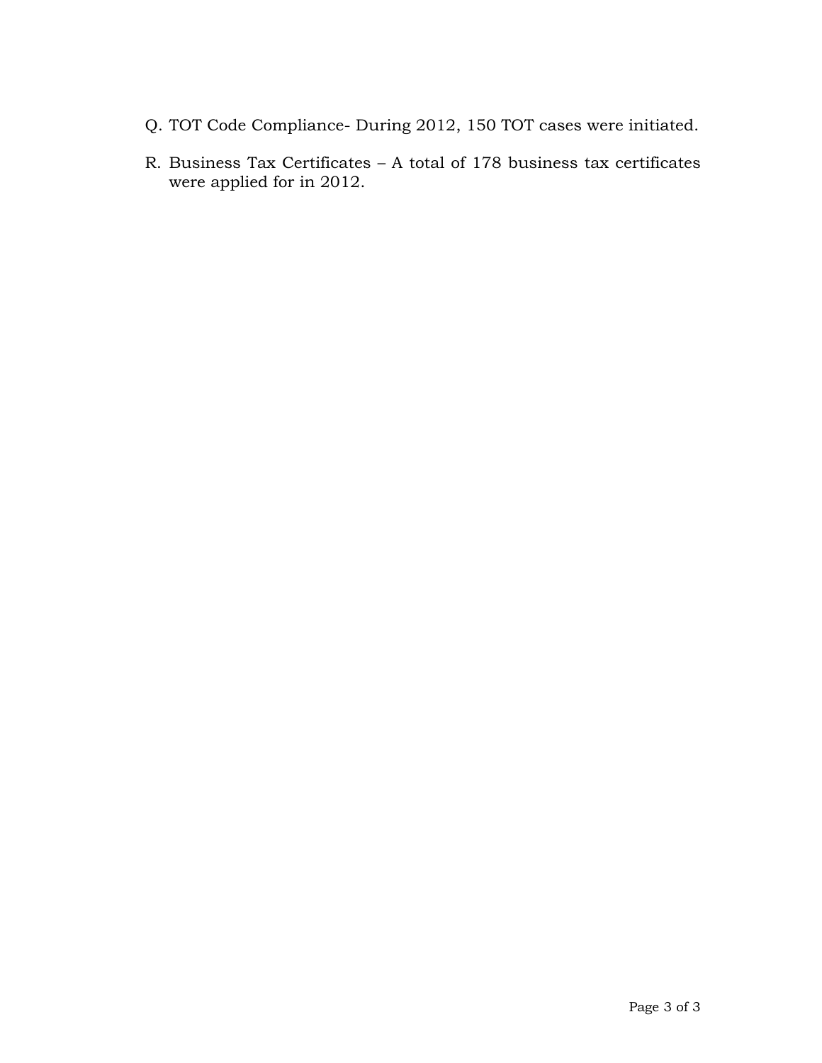Q. TOT Code Compliance- During 2012, 150 TOT cases were initiated.

R. Business Tax Certificates – A total of 178 business tax certificates were applied for in 2012.